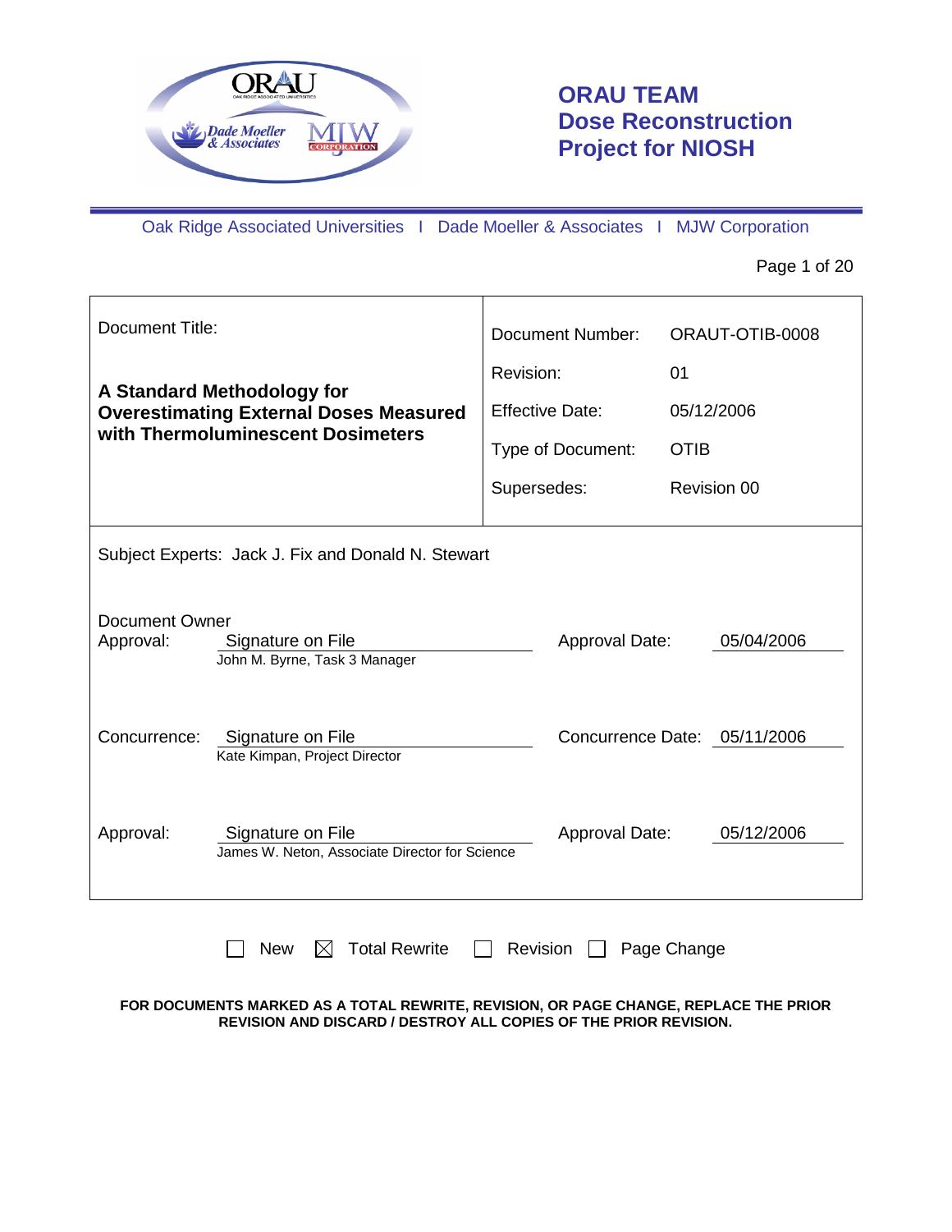# ORAU TEAM Dose Reconstruction Project for NIOSH

Oak Ridge Associated Universities I Dade Moeller & Associates I MJW Corporation

| Document Title: | |
|---|---|
| **A Standard Methodology for Overestimating External Doses Measured with Thermoluminescent Dosimeters** | Document Number: ORAUT-OTIB-0008 |
| | Revision: 01 |
| | Effective Date: 05/12/2006 |
| | Type of Document: OTIB |
| | Supersedes: Revision 00 |

Subject Experts: Jack J. Fix and Donald N. Stewart

Document Owner Approval: Signature on File — John M. Byrne, Task 3 Manager — Approval Date: 05/04/2006

Concurrence: Signature on File — Kate Kimpan, Project Director — Concurrence Date: 05/11/2006

Approval: Signature on File — James W. Neton, Associate Director for Science — Approval Date: 05/12/2006

☐ New ☒ Total Rewrite ☐ Revision ☐ Page Change

**FOR DOCUMENTS MARKED AS A TOTAL REWRITE, REVISION, OR PAGE CHANGE, REPLACE THE PRIOR REVISION AND DISCARD / DESTROY ALL COPIES OF THE PRIOR REVISION.**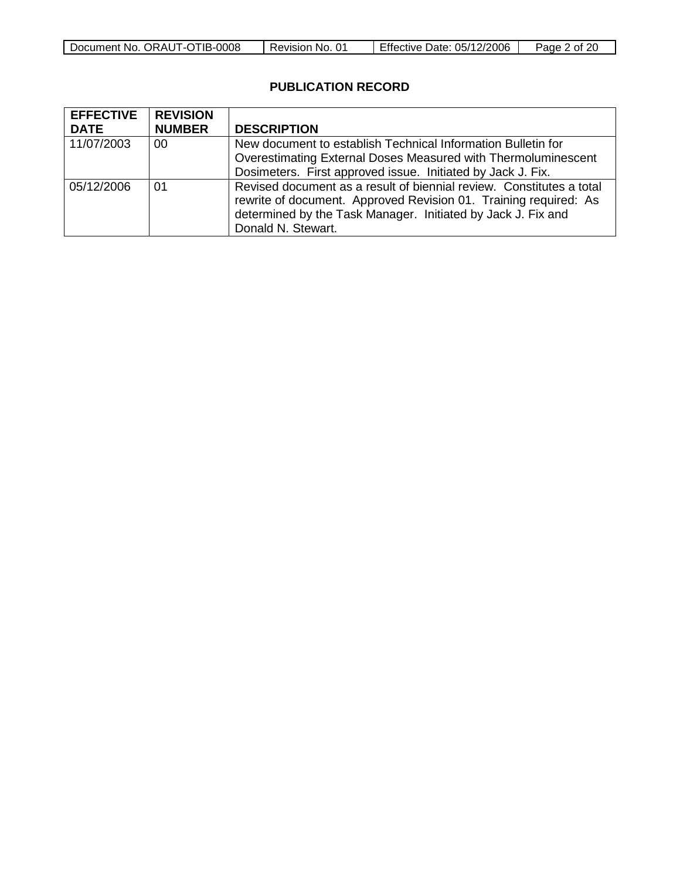**PUBLICATION RECORD**

| EFFECTIVE DATE | REVISION NUMBER | DESCRIPTION |
|---|---|---|
| 11/07/2003 | 00 | New document to establish Technical Information Bulletin for Overestimating External Doses Measured with Thermoluminescent Dosimeters. First approved issue. Initiated by Jack J. Fix. |
| 05/12/2006 | 01 | Revised document as a result of biennial review. Constitutes a total rewrite of document. Approved Revision 01. Training required: As determined by the Task Manager. Initiated by Jack J. Fix and Donald N. Stewart. |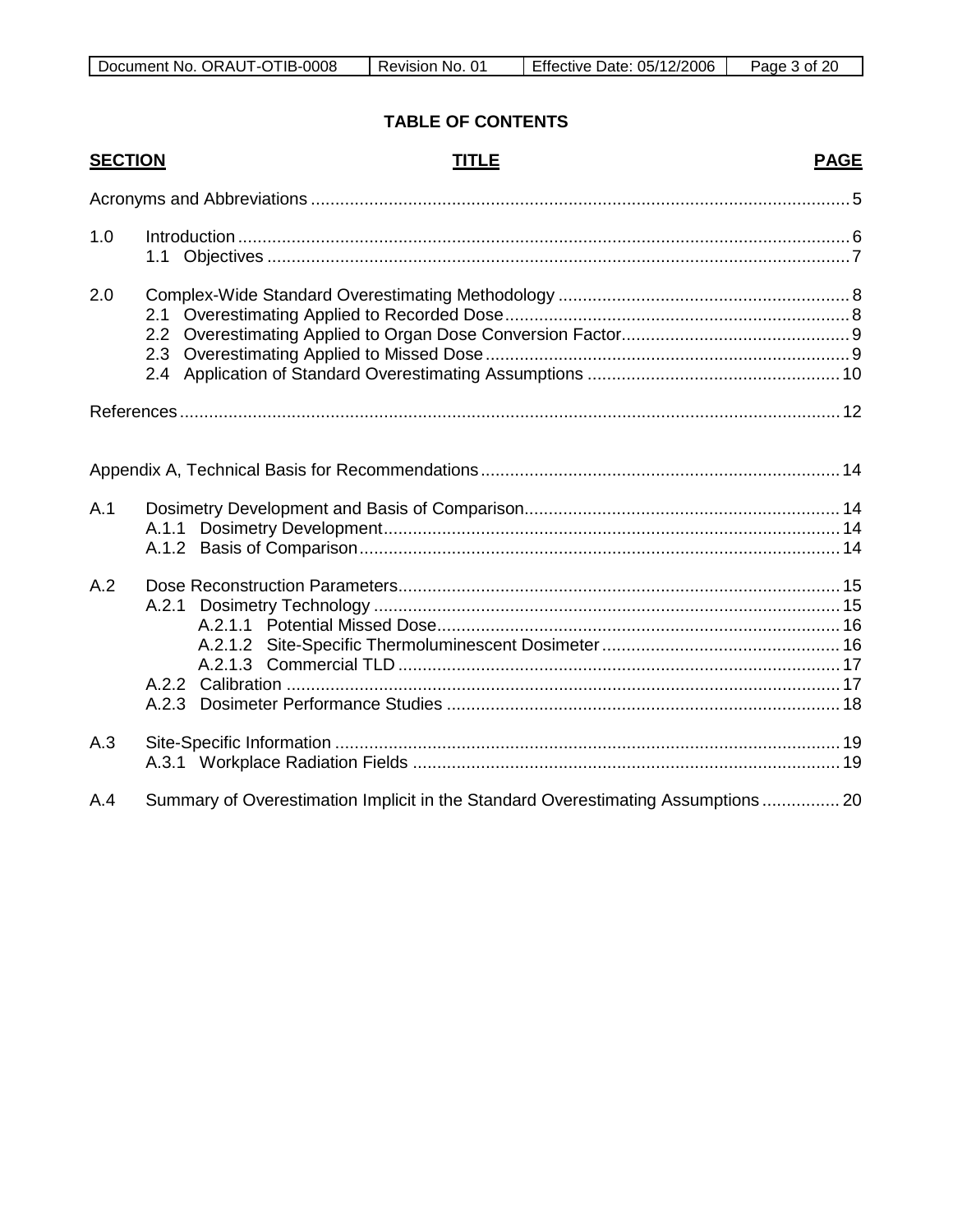## TABLE OF CONTENTS

| SECTION | TITLE | PAGE |
|---|---|---|
| Acronyms and Abbreviations | | 5 |
| 1.0 | Introduction | 6 |
| | 1.1 Objectives | 7 |
| 2.0 | Complex-Wide Standard Overestimating Methodology | 8 |
| | 2.1 Overestimating Applied to Recorded Dose | 8 |
| | 2.2 Overestimating Applied to Organ Dose Conversion Factor | 9 |
| | 2.3 Overestimating Applied to Missed Dose | 9 |
| | 2.4 Application of Standard Overestimating Assumptions | 10 |
| References | | 12 |
| Appendix A, Technical Basis for Recommendations | | 14 |
| A.1 | Dosimetry Development and Basis of Comparison | 14 |
| | A.1.1 Dosimetry Development | 14 |
| | A.1.2 Basis of Comparison | 14 |
| A.2 | Dose Reconstruction Parameters | 15 |
| | A.2.1 Dosimetry Technology | 15 |
| | A.2.1.1 Potential Missed Dose | 16 |
| | A.2.1.2 Site-Specific Thermoluminescent Dosimeter | 16 |
| | A.2.1.3 Commercial TLD | 17 |
| | A.2.2 Calibration | 17 |
| | A.2.3 Dosimeter Performance Studies | 18 |
| A.3 | Site-Specific Information | 19 |
| | A.3.1 Workplace Radiation Fields | 19 |
| A.4 | Summary of Overestimation Implicit in the Standard Overestimating Assumptions | 20 |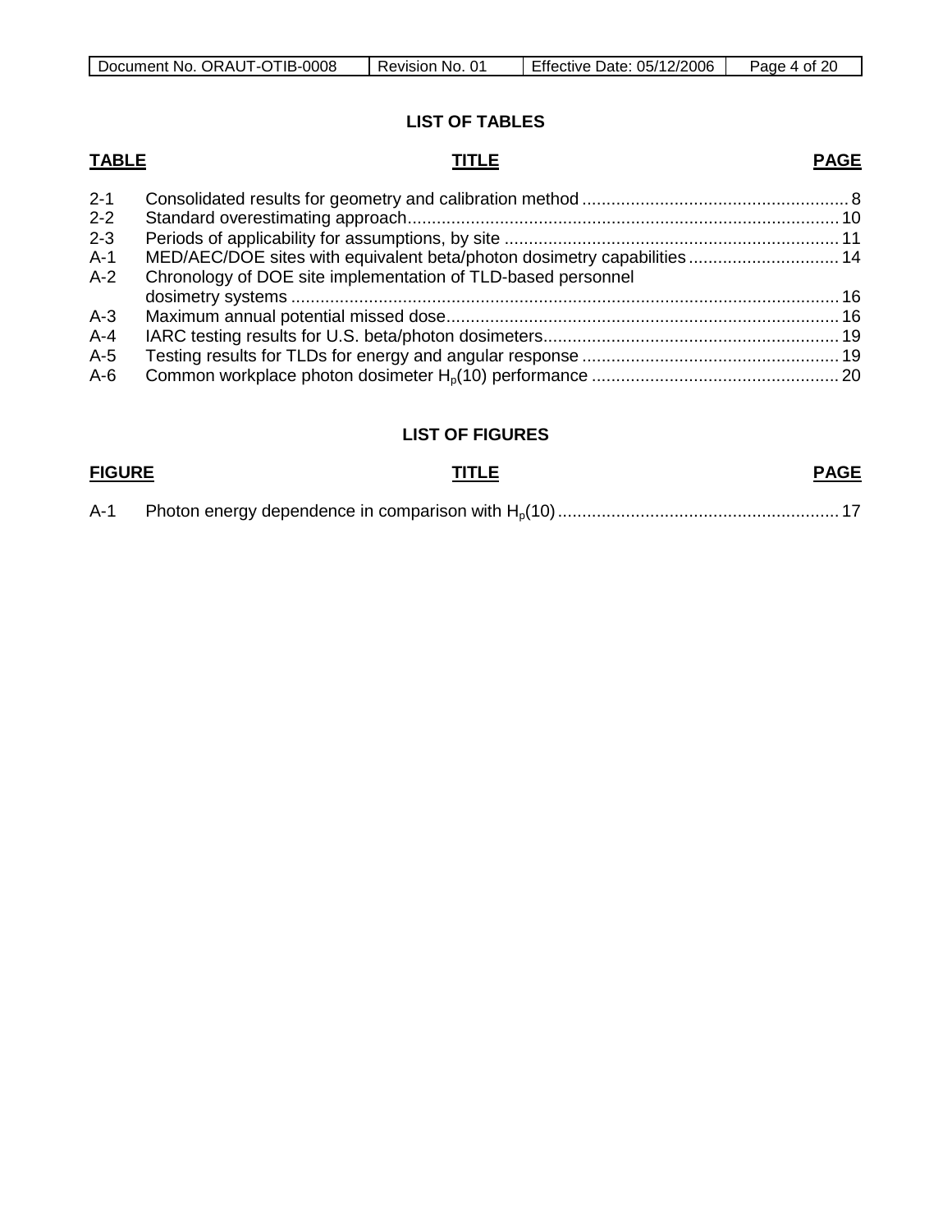## LIST OF TABLES

| TABLE | TITLE | PAGE |
|---|---|---|
| 2-1 | Consolidated results for geometry and calibration method | 8 |
| 2-2 | Standard overestimating approach | 10 |
| 2-3 | Periods of applicability for assumptions, by site | 11 |
| A-1 | MED/AEC/DOE sites with equivalent beta/photon dosimetry capabilities | 14 |
| A-2 | Chronology of DOE site implementation of TLD-based personnel dosimetry systems | 16 |
| A-3 | Maximum annual potential missed dose | 16 |
| A-4 | IARC testing results for U.S. beta/photon dosimeters | 19 |
| A-5 | Testing results for TLDs for energy and angular response | 19 |
| A-6 | Common workplace photon dosimeter $H_p(10)$ performance | 20 |

## LIST OF FIGURES

| FIGURE | TITLE | PAGE |
|---|---|---|
| A-1 | Photon energy dependence in comparison with $H_p(10)$ | 17 |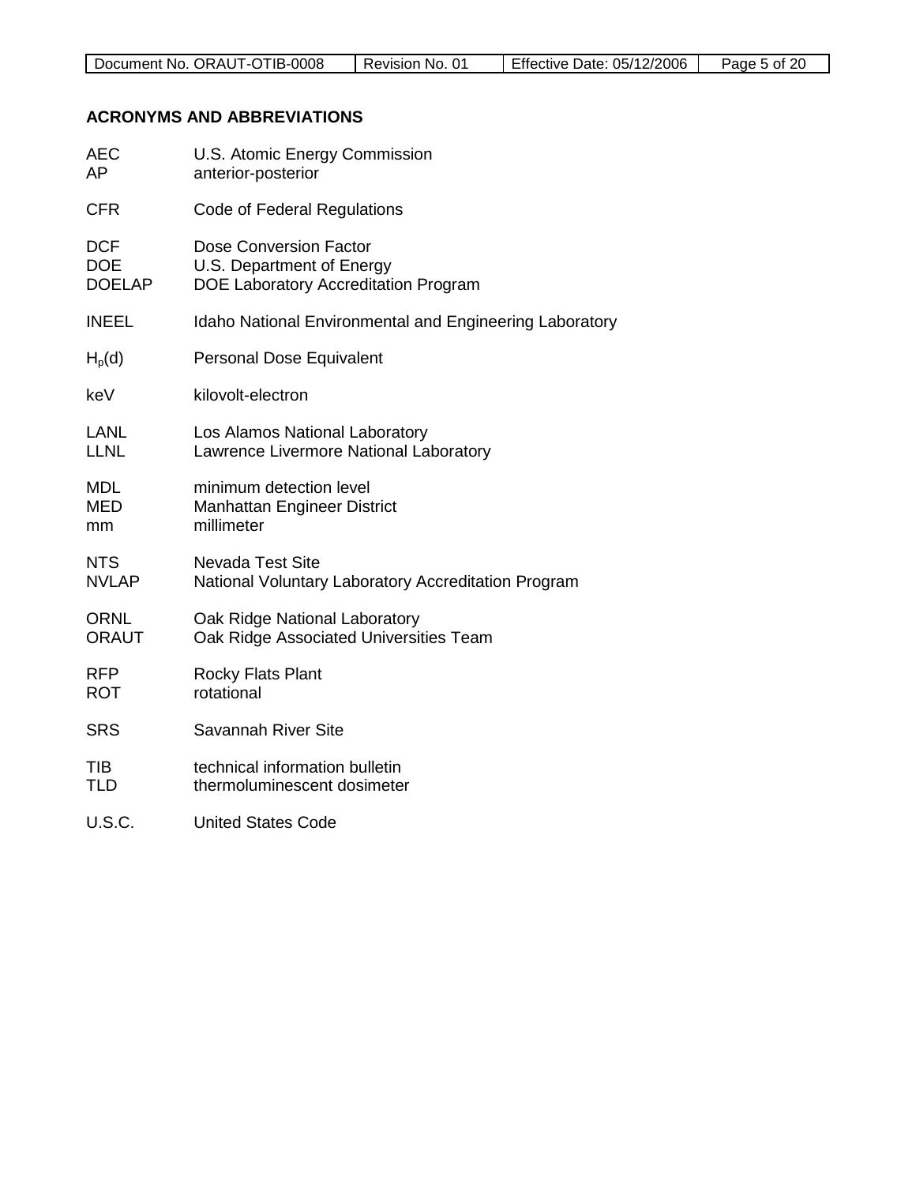## ACRONYMS AND ABBREVIATIONS

| | |
|---|---|
| AEC | U.S. Atomic Energy Commission |
| AP | anterior-posterior |
| CFR | Code of Federal Regulations |
| DCF | Dose Conversion Factor |
| DOE | U.S. Department of Energy |
| DOELAP | DOE Laboratory Accreditation Program |
| INEEL | Idaho National Environmental and Engineering Laboratory |
| $H_p(d)$ | Personal Dose Equivalent |
| keV | kilovolt-electron |
| LANL | Los Alamos National Laboratory |
| LLNL | Lawrence Livermore National Laboratory |
| MDL | minimum detection level |
| MED | Manhattan Engineer District |
| mm | millimeter |
| NTS | Nevada Test Site |
| NVLAP | National Voluntary Laboratory Accreditation Program |
| ORNL | Oak Ridge National Laboratory |
| ORAUT | Oak Ridge Associated Universities Team |
| RFP | Rocky Flats Plant |
| ROT | rotational |
| SRS | Savannah River Site |
| TIB | technical information bulletin |
| TLD | thermoluminescent dosimeter |
| U.S.C. | United States Code |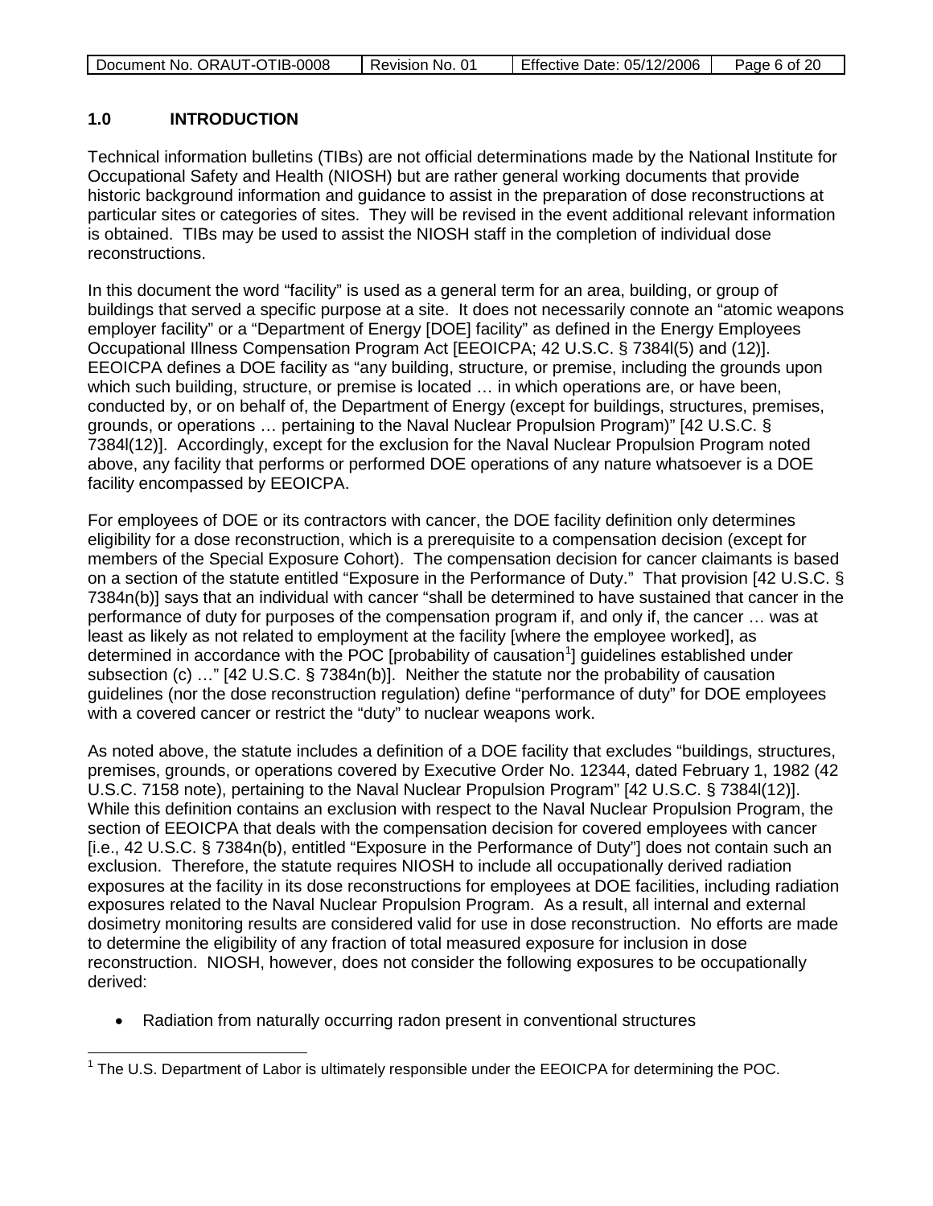## 1.0 INTRODUCTION

Technical information bulletins (TIBs) are not official determinations made by the National Institute for Occupational Safety and Health (NIOSH) but are rather general working documents that provide historic background information and guidance to assist in the preparation of dose reconstructions at particular sites or categories of sites. They will be revised in the event additional relevant information is obtained. TIBs may be used to assist the NIOSH staff in the completion of individual dose reconstructions.

In this document the word "facility" is used as a general term for an area, building, or group of buildings that served a specific purpose at a site. It does not necessarily connote an "atomic weapons employer facility" or a "Department of Energy [DOE] facility" as defined in the Energy Employees Occupational Illness Compensation Program Act [EEOICPA; 42 U.S.C. § 7384l(5) and (12)]. EEOICPA defines a DOE facility as "any building, structure, or premise, including the grounds upon which such building, structure, or premise is located … in which operations are, or have been, conducted by, or on behalf of, the Department of Energy (except for buildings, structures, premises, grounds, or operations … pertaining to the Naval Nuclear Propulsion Program)" [42 U.S.C. § 7384l(12)]. Accordingly, except for the exclusion for the Naval Nuclear Propulsion Program noted above, any facility that performs or performed DOE operations of any nature whatsoever is a DOE facility encompassed by EEOICPA.

For employees of DOE or its contractors with cancer, the DOE facility definition only determines eligibility for a dose reconstruction, which is a prerequisite to a compensation decision (except for members of the Special Exposure Cohort). The compensation decision for cancer claimants is based on a section of the statute entitled "Exposure in the Performance of Duty." That provision [42 U.S.C. § 7384n(b)] says that an individual with cancer "shall be determined to have sustained that cancer in the performance of duty for purposes of the compensation program if, and only if, the cancer … was at least as likely as not related to employment at the facility [where the employee worked], as determined in accordance with the POC [probability of causation[1]] guidelines established under subsection (c) …" [42 U.S.C. § 7384n(b)]. Neither the statute nor the probability of causation guidelines (nor the dose reconstruction regulation) define "performance of duty" for DOE employees with a covered cancer or restrict the "duty" to nuclear weapons work.

As noted above, the statute includes a definition of a DOE facility that excludes "buildings, structures, premises, grounds, or operations covered by Executive Order No. 12344, dated February 1, 1982 (42 U.S.C. 7158 note), pertaining to the Naval Nuclear Propulsion Program" [42 U.S.C. § 7384l(12)]. While this definition contains an exclusion with respect to the Naval Nuclear Propulsion Program, the section of EEOICPA that deals with the compensation decision for covered employees with cancer [i.e., 42 U.S.C. § 7384n(b), entitled "Exposure in the Performance of Duty"] does not contain such an exclusion. Therefore, the statute requires NIOSH to include all occupationally derived radiation exposures at the facility in its dose reconstructions for employees at DOE facilities, including radiation exposures related to the Naval Nuclear Propulsion Program. As a result, all internal and external dosimetry monitoring results are considered valid for use in dose reconstruction. No efforts are made to determine the eligibility of any fraction of total measured exposure for inclusion in dose reconstruction. NIOSH, however, does not consider the following exposures to be occupationally derived:

- Radiation from naturally occurring radon present in conventional structures

[1] The U.S. Department of Labor is ultimately responsible under the EEOICPA for determining the POC.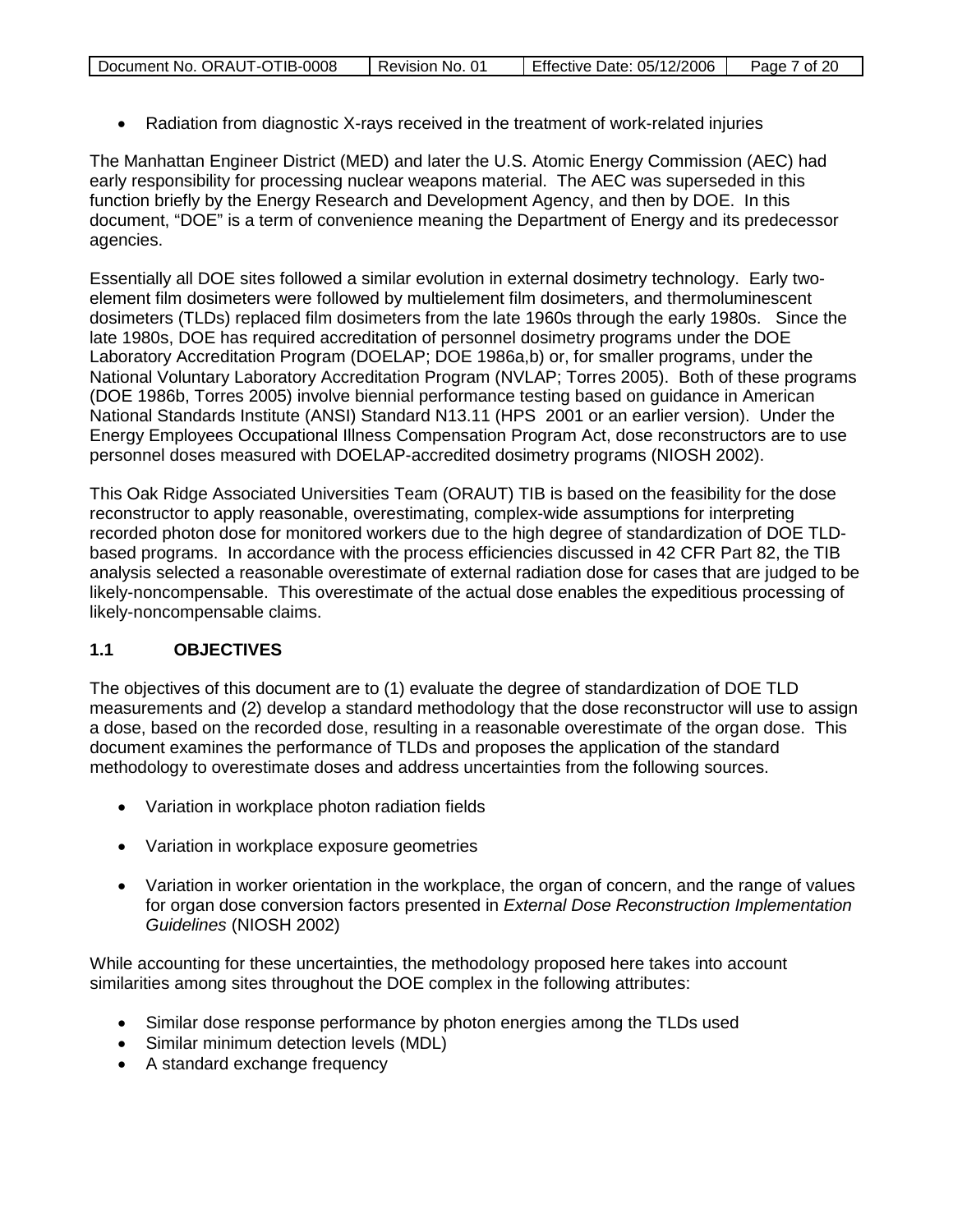- Radiation from diagnostic X-rays received in the treatment of work-related injuries

The Manhattan Engineer District (MED) and later the U.S. Atomic Energy Commission (AEC) had early responsibility for processing nuclear weapons material. The AEC was superseded in this function briefly by the Energy Research and Development Agency, and then by DOE. In this document, "DOE" is a term of convenience meaning the Department of Energy and its predecessor agencies.

Essentially all DOE sites followed a similar evolution in external dosimetry technology. Early two-element film dosimeters were followed by multielement film dosimeters, and thermoluminescent dosimeters (TLDs) replaced film dosimeters from the late 1960s through the early 1980s. Since the late 1980s, DOE has required accreditation of personnel dosimetry programs under the DOE Laboratory Accreditation Program (DOELAP; DOE 1986a,b) or, for smaller programs, under the National Voluntary Laboratory Accreditation Program (NVLAP; Torres 2005). Both of these programs (DOE 1986b, Torres 2005) involve biennial performance testing based on guidance in American National Standards Institute (ANSI) Standard N13.11 (HPS 2001 or an earlier version). Under the Energy Employees Occupational Illness Compensation Program Act, dose reconstructors are to use personnel doses measured with DOELAP-accredited dosimetry programs (NIOSH 2002).

This Oak Ridge Associated Universities Team (ORAUT) TIB is based on the feasibility for the dose reconstructor to apply reasonable, overestimating, complex-wide assumptions for interpreting recorded photon dose for monitored workers due to the high degree of standardization of DOE TLD-based programs. In accordance with the process efficiencies discussed in 42 CFR Part 82, the TIB analysis selected a reasonable overestimate of external radiation dose for cases that are judged to be likely-noncompensable. This overestimate of the actual dose enables the expeditious processing of likely-noncompensable claims.

## 1.1 OBJECTIVES

The objectives of this document are to (1) evaluate the degree of standardization of DOE TLD measurements and (2) develop a standard methodology that the dose reconstructor will use to assign a dose, based on the recorded dose, resulting in a reasonable overestimate of the organ dose. This document examines the performance of TLDs and proposes the application of the standard methodology to overestimate doses and address uncertainties from the following sources.

- Variation in workplace photon radiation fields
- Variation in workplace exposure geometries
- Variation in worker orientation in the workplace, the organ of concern, and the range of values for organ dose conversion factors presented in *External Dose Reconstruction Implementation Guidelines* (NIOSH 2002)

While accounting for these uncertainties, the methodology proposed here takes into account similarities among sites throughout the DOE complex in the following attributes:

- Similar dose response performance by photon energies among the TLDs used
- Similar minimum detection levels (MDL)
- A standard exchange frequency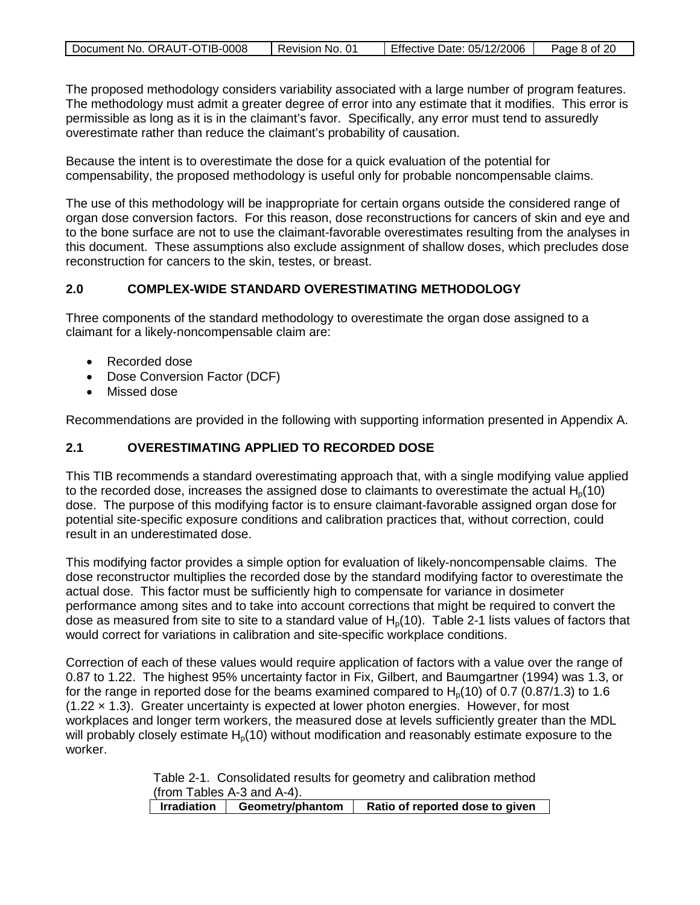The proposed methodology considers variability associated with a large number of program features. The methodology must admit a greater degree of error into any estimate that it modifies. This error is permissible as long as it is in the claimant's favor. Specifically, any error must tend to assuredly overestimate rather than reduce the claimant's probability of causation.

Because the intent is to overestimate the dose for a quick evaluation of the potential for compensability, the proposed methodology is useful only for probable noncompensable claims.

The use of this methodology will be inappropriate for certain organs outside the considered range of organ dose conversion factors. For this reason, dose reconstructions for cancers of skin and eye and to the bone surface are not to use the claimant-favorable overestimates resulting from the analyses in this document. These assumptions also exclude assignment of shallow doses, which precludes dose reconstruction for cancers to the skin, testes, or breast.

## 2.0 COMPLEX-WIDE STANDARD OVERESTIMATING METHODOLOGY

Three components of the standard methodology to overestimate the organ dose assigned to a claimant for a likely-noncompensable claim are:

- Recorded dose
- Dose Conversion Factor (DCF)
- Missed dose

Recommendations are provided in the following with supporting information presented in Appendix A.

### 2.1 OVERESTIMATING APPLIED TO RECORDED DOSE

This TIB recommends a standard overestimating approach that, with a single modifying value applied to the recorded dose, increases the assigned dose to claimants to overestimate the actual $H_p(10)$ dose. The purpose of this modifying factor is to ensure claimant-favorable assigned organ dose for potential site-specific exposure conditions and calibration practices that, without correction, could result in an underestimated dose.

This modifying factor provides a simple option for evaluation of likely-noncompensable claims. The dose reconstructor multiplies the recorded dose by the standard modifying factor to overestimate the actual dose. This factor must be sufficiently high to compensate for variance in dosimeter performance among sites and to take into account corrections that might be required to convert the dose as measured from site to site to a standard value of $H_p(10)$. Table 2-1 lists values of factors that would correct for variations in calibration and site-specific workplace conditions.

Correction of each of these values would require application of factors with a value over the range of 0.87 to 1.22. The highest 95% uncertainty factor in Fix, Gilbert, and Baumgartner (1994) was 1.3, or for the range in reported dose for the beams examined compared to $H_p(10)$ of 0.7 (0.87/1.3) to 1.6 ($1.22 \times 1.3$). Greater uncertainty is expected at lower photon energies. However, for most workplaces and longer term workers, the measured dose at levels sufficiently greater than the MDL will probably closely estimate $H_p(10)$ without modification and reasonably estimate exposure to the worker.

Table 2-1. Consolidated results for geometry and calibration method (from Tables A-3 and A-4).

| Irradiation | Geometry/phantom | Ratio of reported dose to given |
|---|---|---|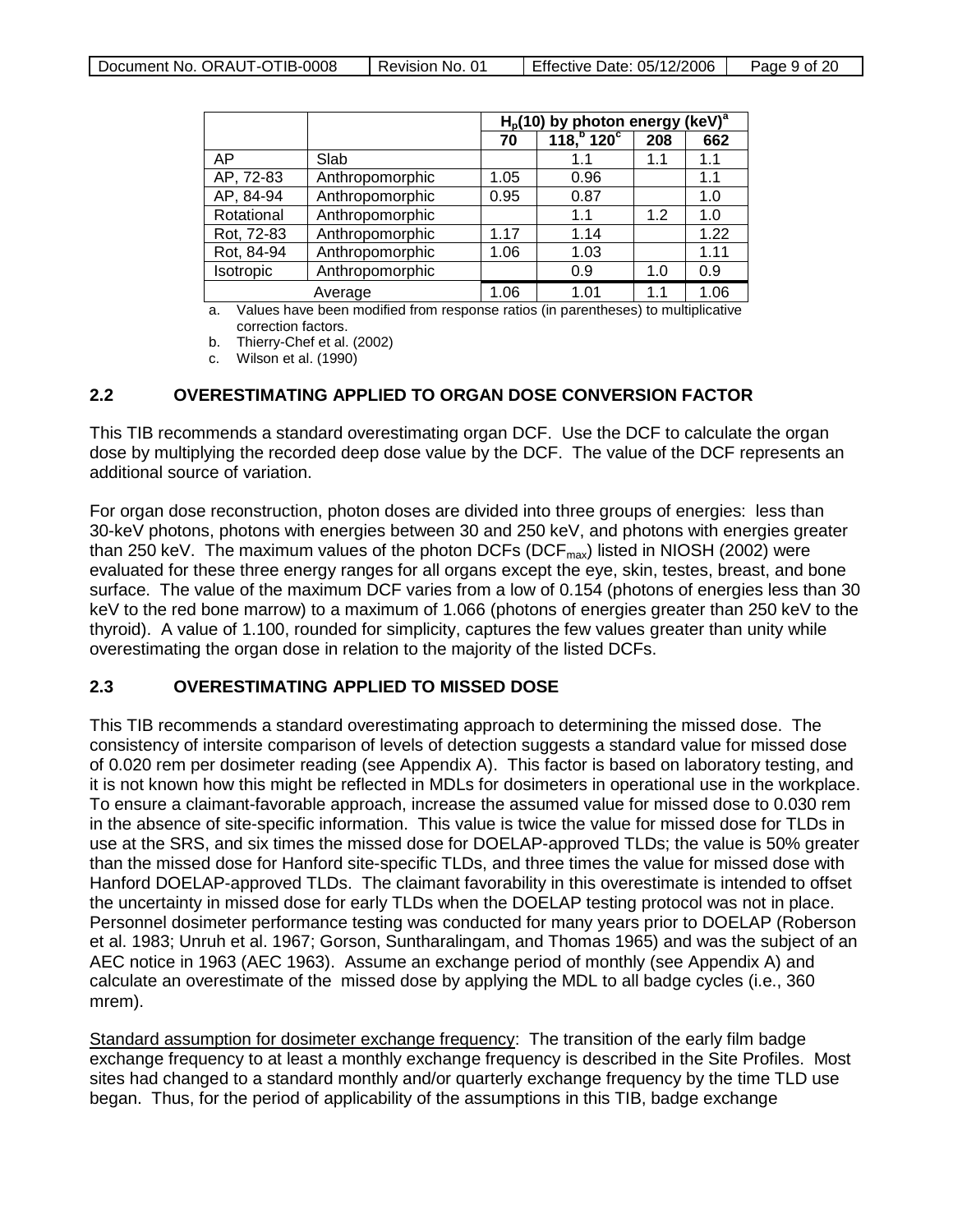| | | $H_p(10)$ by photon energy (keV)[a] | | | |
|---|---|---|---|---|---|
| | | 70 | 118,[b] 120[c] | 208 | 662 |
| AP | Slab | | 1.1 | 1.1 | 1.1 |
| AP, 72-83 | Anthropomorphic | 1.05 | 0.96 | | 1.1 |
| AP, 84-94 | Anthropomorphic | 0.95 | 0.87 | | 1.0 |
| Rotational | Anthropomorphic | | 1.1 | 1.2 | 1.0 |
| Rot, 72-83 | Anthropomorphic | 1.17 | 1.14 | | 1.22 |
| Rot, 84-94 | Anthropomorphic | 1.06 | 1.03 | | 1.11 |
| Isotropic | Anthropomorphic | | 0.9 | 1.0 | 0.9 |
| Average | | 1.06 | 1.01 | 1.1 | 1.06 |

a. Values have been modified from response ratios (in parentheses) to multiplicative correction factors.

b. Thierry-Chef et al. (2002)

c. Wilson et al. (1990)

## 2.2 OVERESTIMATING APPLIED TO ORGAN DOSE CONVERSION FACTOR

This TIB recommends a standard overestimating organ DCF. Use the DCF to calculate the organ dose by multiplying the recorded deep dose value by the DCF. The value of the DCF represents an additional source of variation.

For organ dose reconstruction, photon doses are divided into three groups of energies: less than 30-keV photons, photons with energies between 30 and 250 keV, and photons with energies greater than 250 keV. The maximum values of the photon DCFs ($DCF_{max}$) listed in NIOSH (2002) were evaluated for these three energy ranges for all organs except the eye, skin, testes, breast, and bone surface. The value of the maximum DCF varies from a low of 0.154 (photons of energies less than 30 keV to the red bone marrow) to a maximum of 1.066 (photons of energies greater than 250 keV to the thyroid). A value of 1.100, rounded for simplicity, captures the few values greater than unity while overestimating the organ dose in relation to the majority of the listed DCFs.

## 2.3 OVERESTIMATING APPLIED TO MISSED DOSE

This TIB recommends a standard overestimating approach to determining the missed dose. The consistency of intersite comparison of levels of detection suggests a standard value for missed dose of 0.020 rem per dosimeter reading (see Appendix A). This factor is based on laboratory testing, and it is not known how this might be reflected in MDLs for dosimeters in operational use in the workplace. To ensure a claimant-favorable approach, increase the assumed value for missed dose to 0.030 rem in the absence of site-specific information. This value is twice the value for missed dose for TLDs in use at the SRS, and six times the missed dose for DOELAP-approved TLDs; the value is 50% greater than the missed dose for Hanford site-specific TLDs, and three times the value for missed dose with Hanford DOELAP-approved TLDs. The claimant favorability in this overestimate is intended to offset the uncertainty in missed dose for early TLDs when the DOELAP testing protocol was not in place. Personnel dosimeter performance testing was conducted for many years prior to DOELAP (Roberson et al. 1983; Unruh et al. 1967; Gorson, Suntharalingam, and Thomas 1965) and was the subject of an AEC notice in 1963 (AEC 1963). Assume an exchange period of monthly (see Appendix A) and calculate an overestimate of the missed dose by applying the MDL to all badge cycles (i.e., 360 mrem).

Standard assumption for dosimeter exchange frequency: The transition of the early film badge exchange frequency to at least a monthly exchange frequency is described in the Site Profiles. Most sites had changed to a standard monthly and/or quarterly exchange frequency by the time TLD use began. Thus, for the period of applicability of the assumptions in this TIB, badge exchange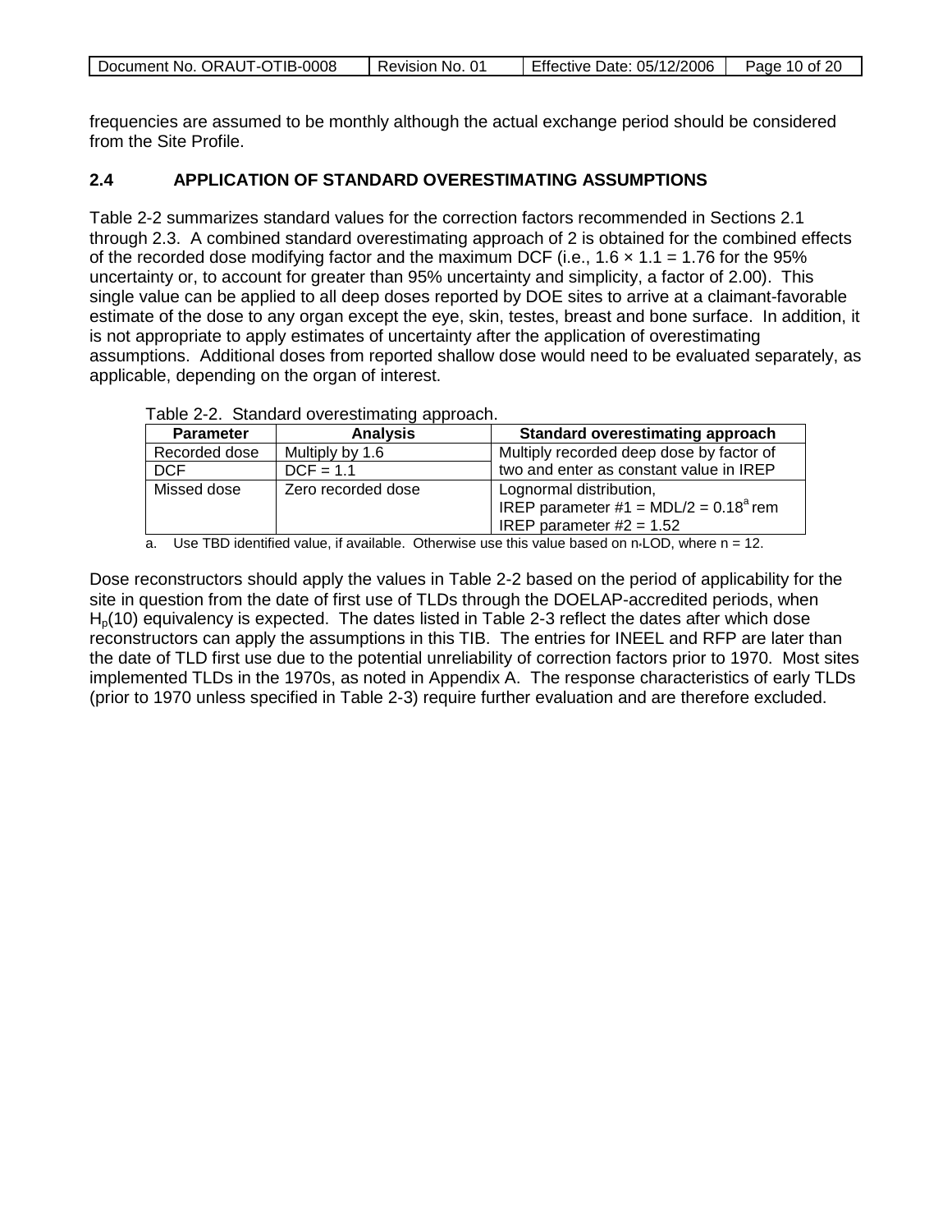frequencies are assumed to be monthly although the actual exchange period should be considered from the Site Profile.

## 2.4 APPLICATION OF STANDARD OVERESTIMATING ASSUMPTIONS

Table 2-2 summarizes standard values for the correction factors recommended in Sections 2.1 through 2.3. A combined standard overestimating approach of 2 is obtained for the combined effects of the recorded dose modifying factor and the maximum DCF (i.e., $1.6 \times 1.1 = 1.76$ for the 95% uncertainty or, to account for greater than 95% uncertainty and simplicity, a factor of 2.00). This single value can be applied to all deep doses reported by DOE sites to arrive at a claimant-favorable estimate of the dose to any organ except the eye, skin, testes, breast and bone surface. In addition, it is not appropriate to apply estimates of uncertainty after the application of overestimating assumptions. Additional doses from reported shallow dose would need to be evaluated separately, as applicable, depending on the organ of interest.

Table 2-2. Standard overestimating approach.

| Parameter | Analysis | Standard overestimating approach |
|---|---|---|
| Recorded dose | Multiply by 1.6 | Multiply recorded deep dose by factor of two and enter as constant value in IREP |
| DCF | DCF = 1.1 | |
| Missed dose | Zero recorded dose | Lognormal distribution, IREP parameter #1 = MDL/2 = 0.18[a] rem IREP parameter #2 = 1.52 |

a. Use TBD identified value, if available. Otherwise use this value based on n*LOD, where n = 12.

Dose reconstructors should apply the values in Table 2-2 based on the period of applicability for the site in question from the date of first use of TLDs through the DOELAP-accredited periods, when $H_p(10)$ equivalency is expected. The dates listed in Table 2-3 reflect the dates after which dose reconstructors can apply the assumptions in this TIB. The entries for INEEL and RFP are later than the date of TLD first use due to the potential unreliability of correction factors prior to 1970. Most sites implemented TLDs in the 1970s, as noted in Appendix A. The response characteristics of early TLDs (prior to 1970 unless specified in Table 2-3) require further evaluation and are therefore excluded.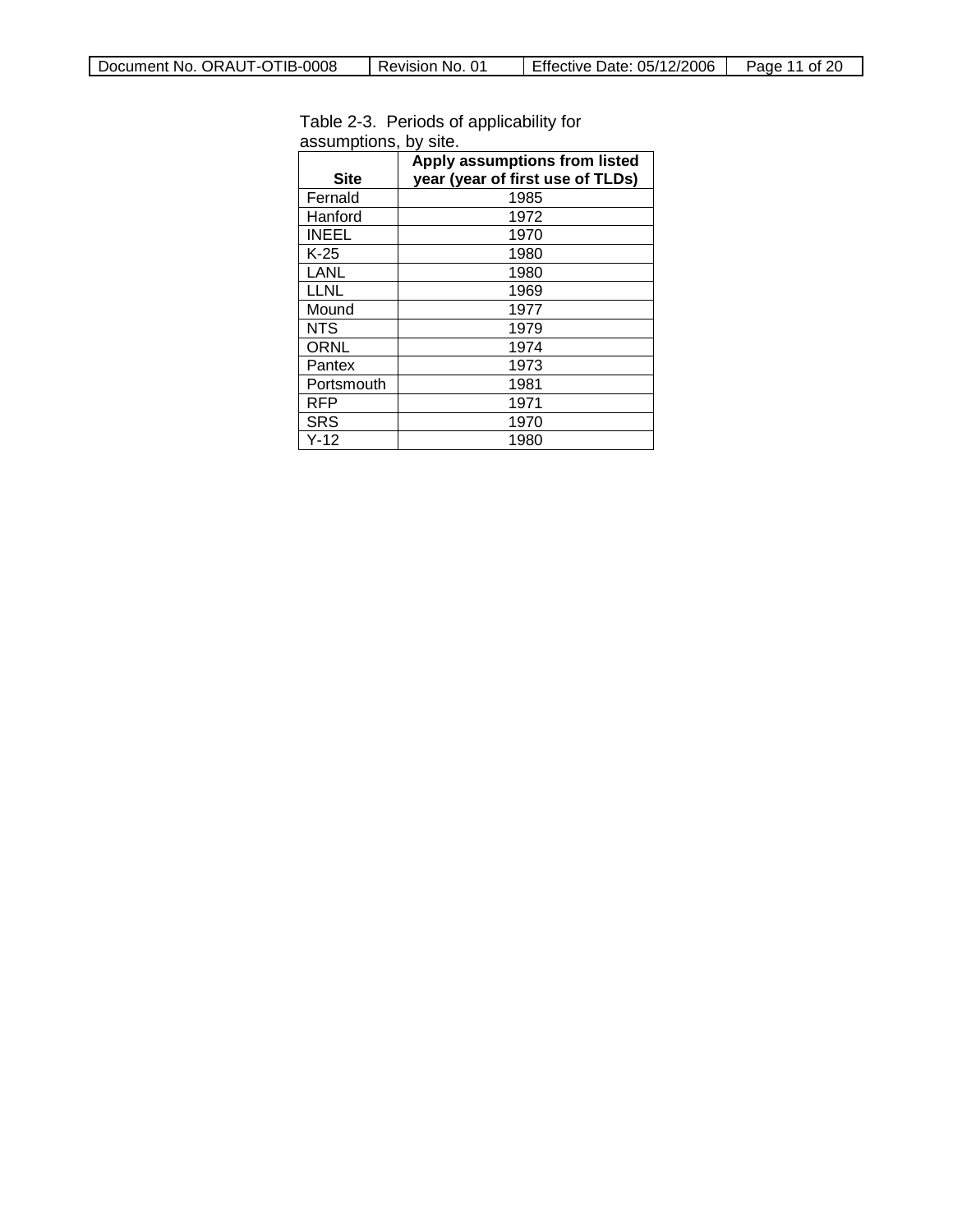Table 2-3. Periods of applicability for assumptions, by site.

| Site | Apply assumptions from listed year (year of first use of TLDs) |
|---|---|
| Fernald | 1985 |
| Hanford | 1972 |
| INEEL | 1970 |
| K-25 | 1980 |
| LANL | 1980 |
| LLNL | 1969 |
| Mound | 1977 |
| NTS | 1979 |
| ORNL | 1974 |
| Pantex | 1973 |
| Portsmouth | 1981 |
| RFP | 1971 |
| SRS | 1970 |
| Y-12 | 1980 |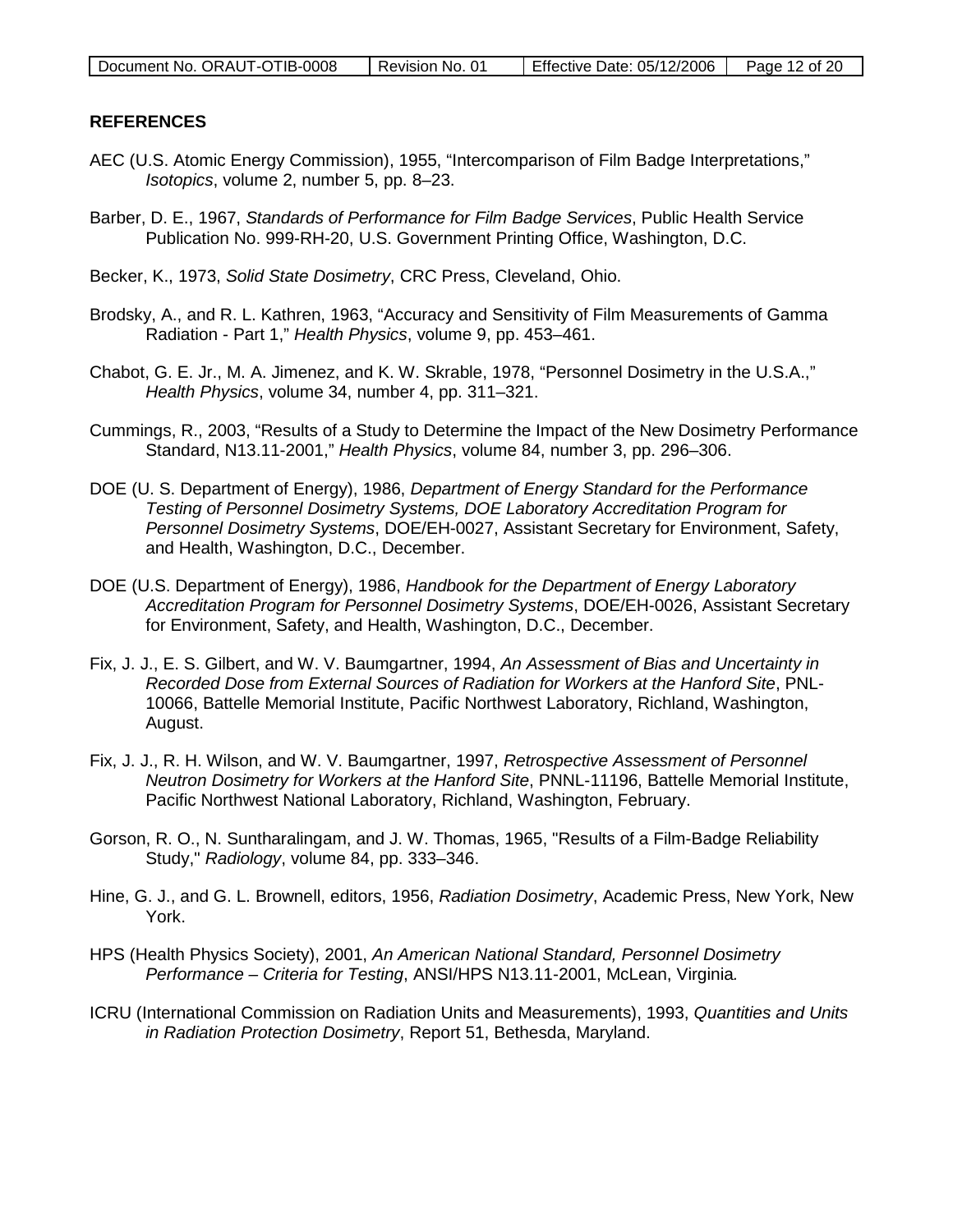## REFERENCES

AEC (U.S. Atomic Energy Commission), 1955, "Intercomparison of Film Badge Interpretations," *Isotopics*, volume 2, number 5, pp. 8–23.

Barber, D. E., 1967, *Standards of Performance for Film Badge Services*, Public Health Service Publication No. 999-RH-20, U.S. Government Printing Office, Washington, D.C.

Becker, K., 1973, *Solid State Dosimetry*, CRC Press, Cleveland, Ohio.

Brodsky, A., and R. L. Kathren, 1963, "Accuracy and Sensitivity of Film Measurements of Gamma Radiation - Part 1," *Health Physics*, volume 9, pp. 453–461.

Chabot, G. E. Jr., M. A. Jimenez, and K. W. Skrable, 1978, "Personnel Dosimetry in the U.S.A.," *Health Physics*, volume 34, number 4, pp. 311–321.

Cummings, R., 2003, "Results of a Study to Determine the Impact of the New Dosimetry Performance Standard, N13.11-2001," *Health Physics*, volume 84, number 3, pp. 296–306.

DOE (U. S. Department of Energy), 1986, *Department of Energy Standard for the Performance Testing of Personnel Dosimetry Systems, DOE Laboratory Accreditation Program for Personnel Dosimetry Systems*, DOE/EH-0027, Assistant Secretary for Environment, Safety, and Health, Washington, D.C., December.

DOE (U.S. Department of Energy), 1986, *Handbook for the Department of Energy Laboratory Accreditation Program for Personnel Dosimetry Systems*, DOE/EH-0026, Assistant Secretary for Environment, Safety, and Health, Washington, D.C., December.

Fix, J. J., E. S. Gilbert, and W. V. Baumgartner, 1994, *An Assessment of Bias and Uncertainty in Recorded Dose from External Sources of Radiation for Workers at the Hanford Site*, PNL-10066, Battelle Memorial Institute, Pacific Northwest Laboratory, Richland, Washington, August.

Fix, J. J., R. H. Wilson, and W. V. Baumgartner, 1997, *Retrospective Assessment of Personnel Neutron Dosimetry for Workers at the Hanford Site*, PNNL-11196, Battelle Memorial Institute, Pacific Northwest National Laboratory, Richland, Washington, February.

Gorson, R. O., N. Suntharalingam, and J. W. Thomas, 1965, "Results of a Film-Badge Reliability Study," *Radiology*, volume 84, pp. 333–346.

Hine, G. J., and G. L. Brownell, editors, 1956, *Radiation Dosimetry*, Academic Press, New York, New York.

HPS (Health Physics Society), 2001, *An American National Standard, Personnel Dosimetry Performance – Criteria for Testing*, ANSI/HPS N13.11-2001, McLean, Virginia.

ICRU (International Commission on Radiation Units and Measurements), 1993, *Quantities and Units in Radiation Protection Dosimetry*, Report 51, Bethesda, Maryland.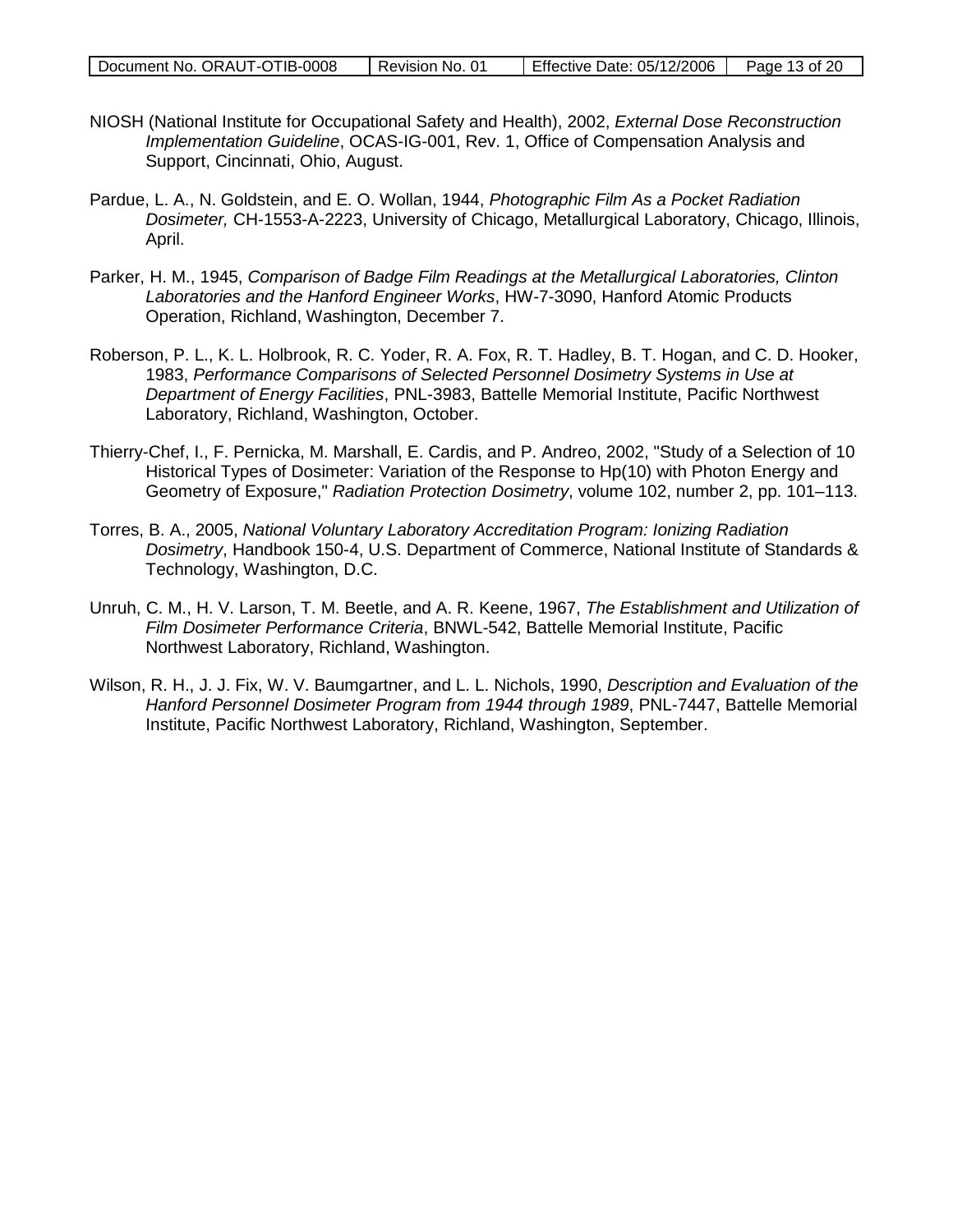NIOSH (National Institute for Occupational Safety and Health), 2002, *External Dose Reconstruction Implementation Guideline*, OCAS-IG-001, Rev. 1, Office of Compensation Analysis and Support, Cincinnati, Ohio, August.

Pardue, L. A., N. Goldstein, and E. O. Wollan, 1944, *Photographic Film As a Pocket Radiation Dosimeter,* CH-1553-A-2223, University of Chicago, Metallurgical Laboratory, Chicago, Illinois, April.

Parker, H. M., 1945, *Comparison of Badge Film Readings at the Metallurgical Laboratories, Clinton Laboratories and the Hanford Engineer Works*, HW-7-3090, Hanford Atomic Products Operation, Richland, Washington, December 7.

Roberson, P. L., K. L. Holbrook, R. C. Yoder, R. A. Fox, R. T. Hadley, B. T. Hogan, and C. D. Hooker, 1983, *Performance Comparisons of Selected Personnel Dosimetry Systems in Use at Department of Energy Facilities*, PNL-3983, Battelle Memorial Institute, Pacific Northwest Laboratory, Richland, Washington, October.

Thierry-Chef, I., F. Pernicka, M. Marshall, E. Cardis, and P. Andreo, 2002, "Study of a Selection of 10 Historical Types of Dosimeter: Variation of the Response to Hp(10) with Photon Energy and Geometry of Exposure," *Radiation Protection Dosimetry*, volume 102, number 2, pp. 101–113.

Torres, B. A., 2005, *National Voluntary Laboratory Accreditation Program: Ionizing Radiation Dosimetry*, Handbook 150-4, U.S. Department of Commerce, National Institute of Standards & Technology, Washington, D.C.

Unruh, C. M., H. V. Larson, T. M. Beetle, and A. R. Keene, 1967, *The Establishment and Utilization of Film Dosimeter Performance Criteria*, BNWL-542, Battelle Memorial Institute, Pacific Northwest Laboratory, Richland, Washington.

Wilson, R. H., J. J. Fix, W. V. Baumgartner, and L. L. Nichols, 1990, *Description and Evaluation of the Hanford Personnel Dosimeter Program from 1944 through 1989*, PNL-7447, Battelle Memorial Institute, Pacific Northwest Laboratory, Richland, Washington, September.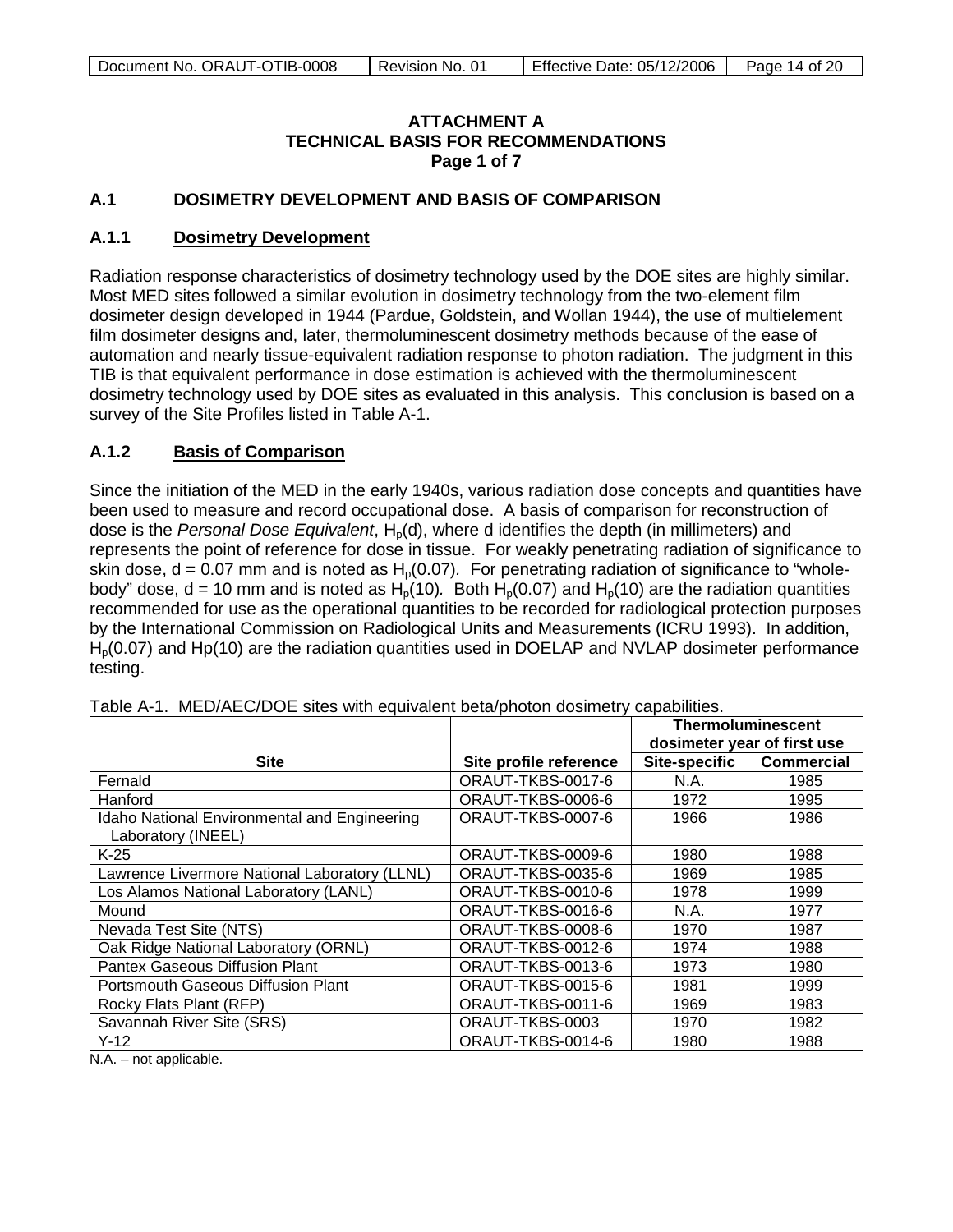**ATTACHMENT A**
**TECHNICAL BASIS FOR RECOMMENDATIONS**
**Page 1 of 7**

## A.1 DOSIMETRY DEVELOPMENT AND BASIS OF COMPARISON

### A.1.1 Dosimetry Development

Radiation response characteristics of dosimetry technology used by the DOE sites are highly similar. Most MED sites followed a similar evolution in dosimetry technology from the two-element film dosimeter design developed in 1944 (Pardue, Goldstein, and Wollan 1944), the use of multielement film dosimeter designs and, later, thermoluminescent dosimetry methods because of the ease of automation and nearly tissue-equivalent radiation response to photon radiation. The judgment in this TIB is that equivalent performance in dose estimation is achieved with the thermoluminescent dosimetry technology used by DOE sites as evaluated in this analysis. This conclusion is based on a survey of the Site Profiles listed in Table A-1.

### A.1.2 Basis of Comparison

Since the initiation of the MED in the early 1940s, various radiation dose concepts and quantities have been used to measure and record occupational dose. A basis of comparison for reconstruction of dose is the *Personal Dose Equivalent*, $H_p(d)$, where d identifies the depth (in millimeters) and represents the point of reference for dose in tissue. For weakly penetrating radiation of significance to skin dose, d = 0.07 mm and is noted as $H_p(0.07)$. For penetrating radiation of significance to "whole-body" dose, d = 10 mm and is noted as $H_p(10)$. Both $H_p(0.07)$ and $H_p(10)$ are the radiation quantities recommended for use as the operational quantities to be recorded for radiological protection purposes by the International Commission on Radiological Units and Measurements (ICRU 1993). In addition, $H_p(0.07)$ and Hp(10) are the radiation quantities used in DOELAP and NVLAP dosimeter performance testing.

Table A-1. MED/AEC/DOE sites with equivalent beta/photon dosimetry capabilities.

| Site | Site profile reference | Thermoluminescent dosimeter year of first use | |
|---|---|---|---|
| | | Site-specific | Commercial |
| Fernald | ORAUT-TKBS-0017-6 | N.A. | 1985 |
| Hanford | ORAUT-TKBS-0006-6 | 1972 | 1995 |
| Idaho National Environmental and Engineering Laboratory (INEEL) | ORAUT-TKBS-0007-6 | 1966 | 1986 |
| K-25 | ORAUT-TKBS-0009-6 | 1980 | 1988 |
| Lawrence Livermore National Laboratory (LLNL) | ORAUT-TKBS-0035-6 | 1969 | 1985 |
| Los Alamos National Laboratory (LANL) | ORAUT-TKBS-0010-6 | 1978 | 1999 |
| Mound | ORAUT-TKBS-0016-6 | N.A. | 1977 |
| Nevada Test Site (NTS) | ORAUT-TKBS-0008-6 | 1970 | 1987 |
| Oak Ridge National Laboratory (ORNL) | ORAUT-TKBS-0012-6 | 1974 | 1988 |
| Pantex Gaseous Diffusion Plant | ORAUT-TKBS-0013-6 | 1973 | 1980 |
| Portsmouth Gaseous Diffusion Plant | ORAUT-TKBS-0015-6 | 1981 | 1999 |
| Rocky Flats Plant (RFP) | ORAUT-TKBS-0011-6 | 1969 | 1983 |
| Savannah River Site (SRS) | ORAUT-TKBS-0003 | 1970 | 1982 |
| Y-12 | ORAUT-TKBS-0014-6 | 1980 | 1988 |

N.A. – not applicable.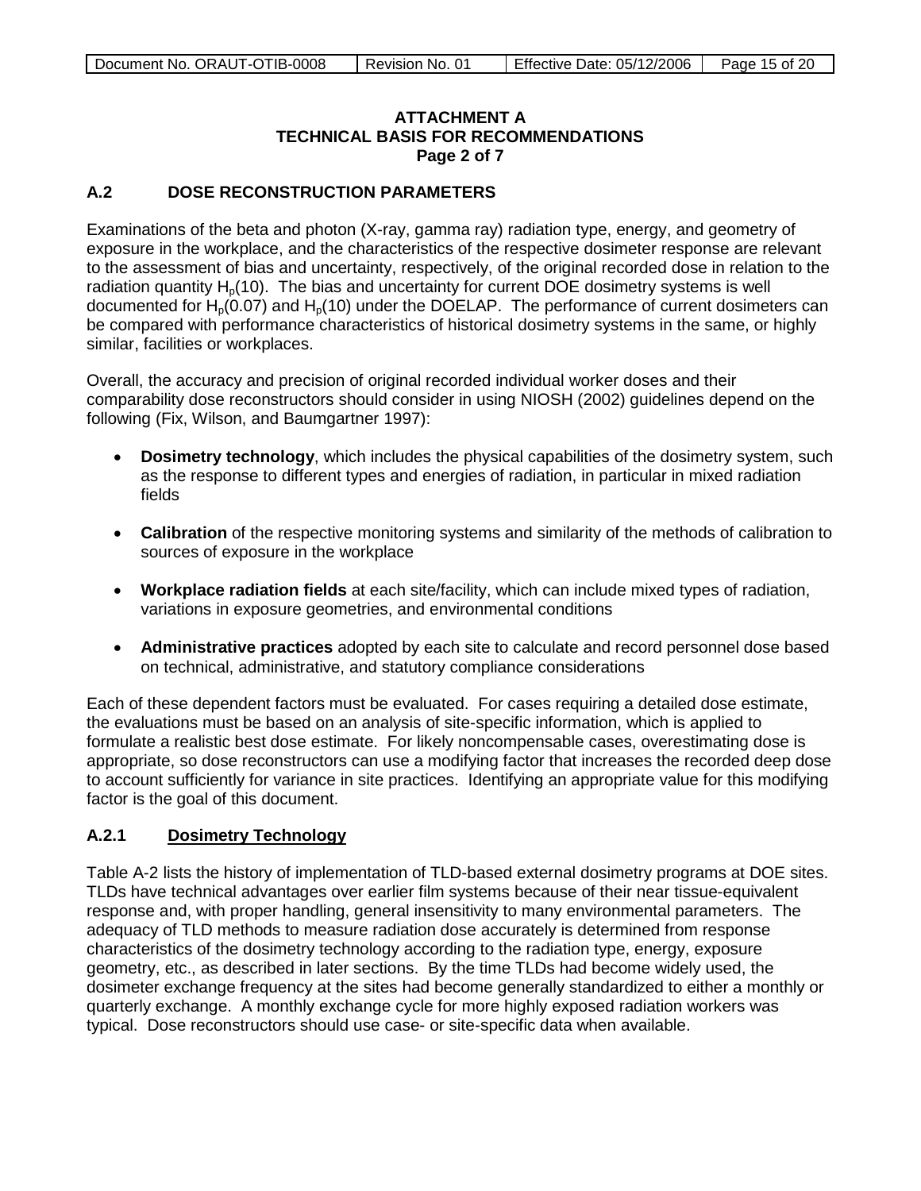**ATTACHMENT A**
**TECHNICAL BASIS FOR RECOMMENDATIONS**
**Page 2 of 7**

## A.2 DOSE RECONSTRUCTION PARAMETERS

Examinations of the beta and photon (X-ray, gamma ray) radiation type, energy, and geometry of exposure in the workplace, and the characteristics of the respective dosimeter response are relevant to the assessment of bias and uncertainty, respectively, of the original recorded dose in relation to the radiation quantity $H_p(10)$. The bias and uncertainty for current DOE dosimetry systems is well documented for $H_p(0.07)$ and $H_p(10)$ under the DOELAP. The performance of current dosimeters can be compared with performance characteristics of historical dosimetry systems in the same, or highly similar, facilities or workplaces.

Overall, the accuracy and precision of original recorded individual worker doses and their comparability dose reconstructors should consider in using NIOSH (2002) guidelines depend on the following (Fix, Wilson, and Baumgartner 1997):

- **Dosimetry technology**, which includes the physical capabilities of the dosimetry system, such as the response to different types and energies of radiation, in particular in mixed radiation fields
- **Calibration** of the respective monitoring systems and similarity of the methods of calibration to sources of exposure in the workplace
- **Workplace radiation fields** at each site/facility, which can include mixed types of radiation, variations in exposure geometries, and environmental conditions
- **Administrative practices** adopted by each site to calculate and record personnel dose based on technical, administrative, and statutory compliance considerations

Each of these dependent factors must be evaluated. For cases requiring a detailed dose estimate, the evaluations must be based on an analysis of site-specific information, which is applied to formulate a realistic best dose estimate. For likely noncompensable cases, overestimating dose is appropriate, so dose reconstructors can use a modifying factor that increases the recorded deep dose to account sufficiently for variance in site practices. Identifying an appropriate value for this modifying factor is the goal of this document.

### A.2.1 Dosimetry Technology

Table A-2 lists the history of implementation of TLD-based external dosimetry programs at DOE sites. TLDs have technical advantages over earlier film systems because of their near tissue-equivalent response and, with proper handling, general insensitivity to many environmental parameters. The adequacy of TLD methods to measure radiation dose accurately is determined from response characteristics of the dosimetry technology according to the radiation type, energy, exposure geometry, etc., as described in later sections. By the time TLDs had become widely used, the dosimeter exchange frequency at the sites had become generally standardized to either a monthly or quarterly exchange. A monthly exchange cycle for more highly exposed radiation workers was typical. Dose reconstructors should use case- or site-specific data when available.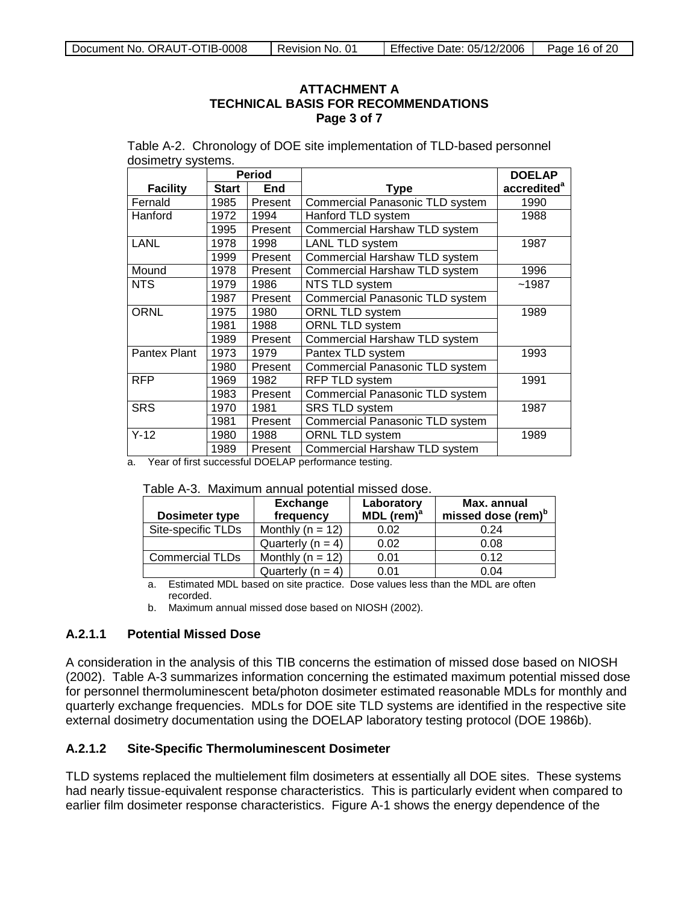**ATTACHMENT A**
**TECHNICAL BASIS FOR RECOMMENDATIONS**
**Page 3 of 7**

Table A-2. Chronology of DOE site implementation of TLD-based personnel dosimetry systems.

| Facility | Period Start | Period End | Type | DOELAP accredited[a] |
|---|---|---|---|---|
| Fernald | 1985 | Present | Commercial Panasonic TLD system | 1990 |
| Hanford | 1972 | 1994 | Hanford TLD system | 1988 |
| | 1995 | Present | Commercial Harshaw TLD system | |
| LANL | 1978 | 1998 | LANL TLD system | 1987 |
| | 1999 | Present | Commercial Harshaw TLD system | |
| Mound | 1978 | Present | Commercial Harshaw TLD system | 1996 |
| NTS | 1979 | 1986 | NTS TLD system | ~1987 |
| | 1987 | Present | Commercial Panasonic TLD system | |
| ORNL | 1975 | 1980 | ORNL TLD system | 1989 |
| | 1981 | 1988 | ORNL TLD system | |
| | 1989 | Present | Commercial Harshaw TLD system | |
| Pantex Plant | 1973 | 1979 | Pantex TLD system | 1993 |
| | 1980 | Present | Commercial Panasonic TLD system | |
| RFP | 1969 | 1982 | RFP TLD system | 1991 |
| | 1983 | Present | Commercial Panasonic TLD system | |
| SRS | 1970 | 1981 | SRS TLD system | 1987 |
| | 1981 | Present | Commercial Panasonic TLD system | |
| Y-12 | 1980 | 1988 | ORNL TLD system | 1989 |
| | 1989 | Present | Commercial Harshaw TLD system | |

a. Year of first successful DOELAP performance testing.

Table A-3. Maximum annual potential missed dose.

| Dosimeter type | Exchange frequency | Laboratory MDL (rem)[a] | Max. annual missed dose (rem)[b] |
|---|---|---|---|
| Site-specific TLDs | Monthly (n = 12) | 0.02 | 0.24 |
| | Quarterly (n = 4) | 0.02 | 0.08 |
| Commercial TLDs | Monthly (n = 12) | 0.01 | 0.12 |
| | Quarterly (n = 4) | 0.01 | 0.04 |

a. Estimated MDL based on site practice. Dose values less than the MDL are often recorded.

b. Maximum annual missed dose based on NIOSH (2002).

### A.2.1.1 Potential Missed Dose

A consideration in the analysis of this TIB concerns the estimation of missed dose based on NIOSH (2002). Table A-3 summarizes information concerning the estimated maximum potential missed dose for personnel thermoluminescent beta/photon dosimeter estimated reasonable MDLs for monthly and quarterly exchange frequencies. MDLs for DOE site TLD systems are identified in the respective site external dosimetry documentation using the DOELAP laboratory testing protocol (DOE 1986b).

### A.2.1.2 Site-Specific Thermoluminescent Dosimeter

TLD systems replaced the multielement film dosimeters at essentially all DOE sites. These systems had nearly tissue-equivalent response characteristics. This is particularly evident when compared to earlier film dosimeter response characteristics. Figure A-1 shows the energy dependence of the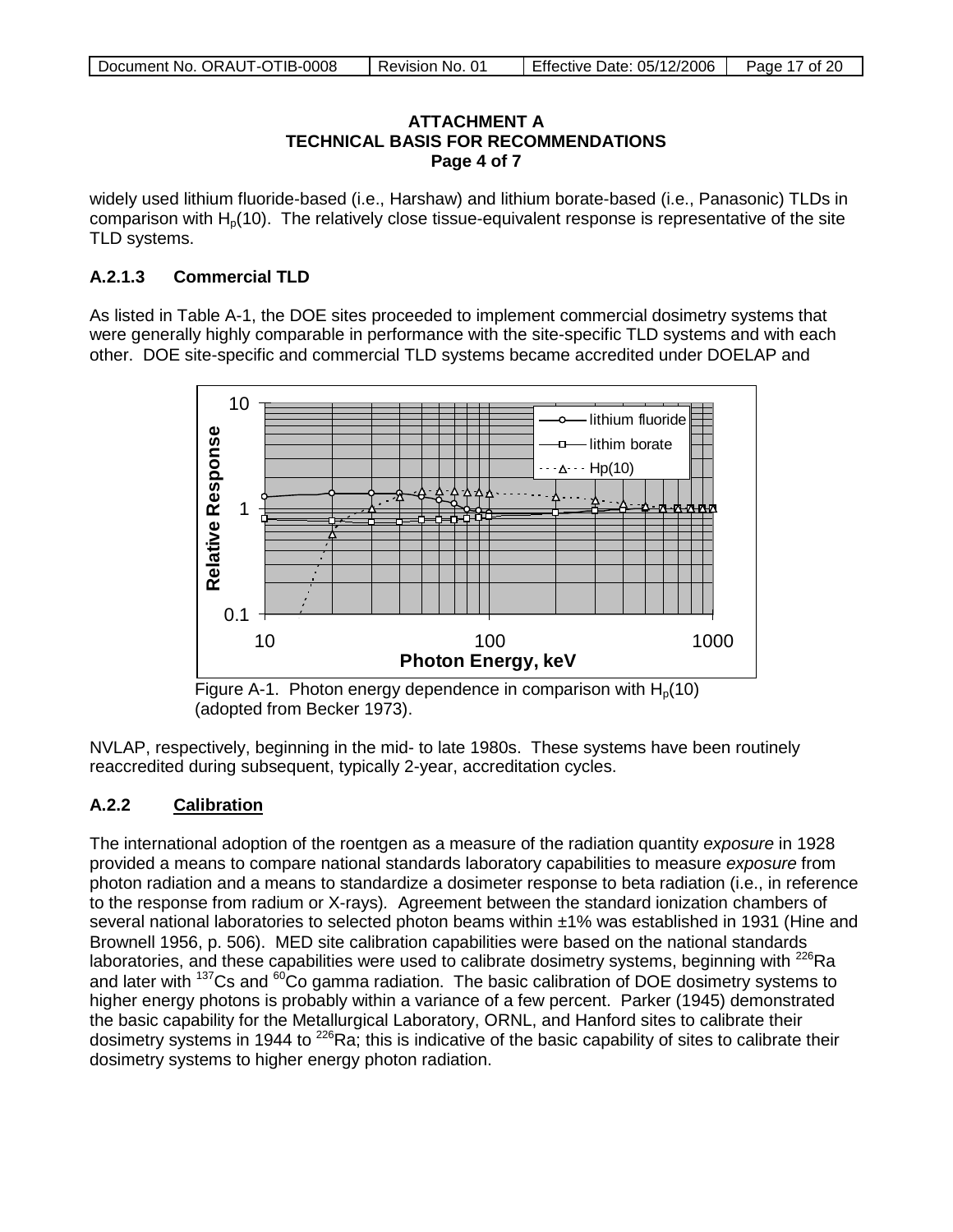## ATTACHMENT A
## TECHNICAL BASIS FOR RECOMMENDATIONS
### Page 4 of 7

widely used lithium fluoride-based (i.e., Harshaw) and lithium borate-based (i.e., Panasonic) TLDs in comparison with $H_p(10)$. The relatively close tissue-equivalent response is representative of the site TLD systems.

### A.2.1.3 Commercial TLD

As listed in Table A-1, the DOE sites proceeded to implement commercial dosimetry systems that were generally highly comparable in performance with the site-specific TLD systems and with each other. DOE site-specific and commercial TLD systems became accredited under DOELAP and

Figure A-1. Photon energy dependence in comparison with $H_p(10)$ (adopted from Becker 1973).

NVLAP, respectively, beginning in the mid- to late 1980s. These systems have been routinely reaccredited during subsequent, typically 2-year, accreditation cycles.

### A.2.2 Calibration

The international adoption of the roentgen as a measure of the radiation quantity *exposure* in 1928 provided a means to compare national standards laboratory capabilities to measure *exposure* from photon radiation and a means to standardize a dosimeter response to beta radiation (i.e., in reference to the response from radium or X-rays). Agreement between the standard ionization chambers of several national laboratories to selected photon beams within ±1% was established in 1931 (Hine and Brownell 1956, p. 506). MED site calibration capabilities were based on the national standards laboratories, and these capabilities were used to calibrate dosimetry systems, beginning with $^{226}Ra$ and later with $^{137}Cs$ and $^{60}Co$ gamma radiation. The basic calibration of DOE dosimetry systems to higher energy photons is probably within a variance of a few percent. Parker (1945) demonstrated the basic capability for the Metallurgical Laboratory, ORNL, and Hanford sites to calibrate their dosimetry systems in 1944 to $^{226}Ra$; this is indicative of the basic capability of sites to calibrate their dosimetry systems to higher energy photon radiation.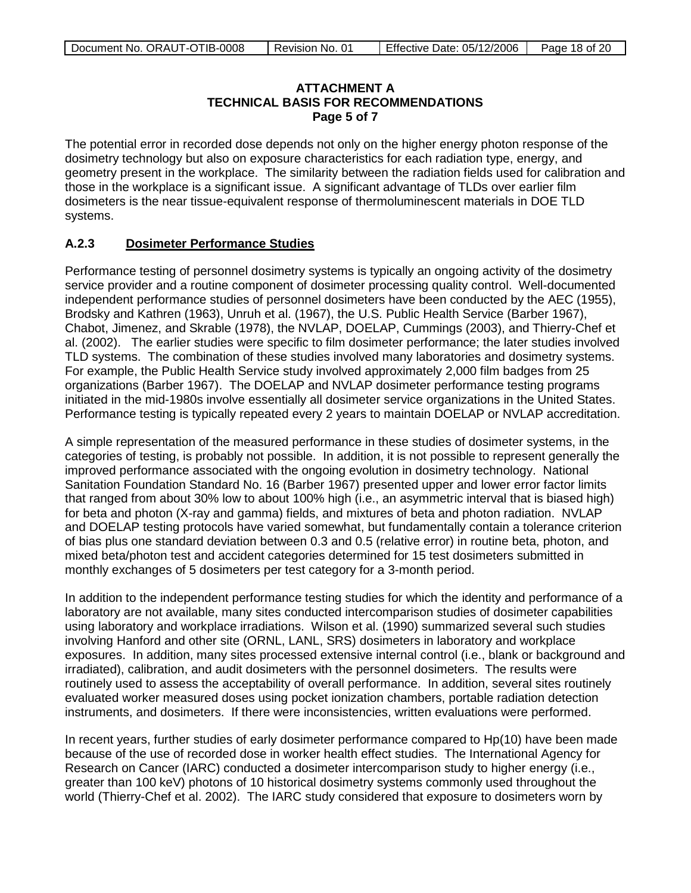**ATTACHMENT A**
**TECHNICAL BASIS FOR RECOMMENDATIONS**
**Page 5 of 7**

The potential error in recorded dose depends not only on the higher energy photon response of the dosimetry technology but also on exposure characteristics for each radiation type, energy, and geometry present in the workplace. The similarity between the radiation fields used for calibration and those in the workplace is a significant issue. A significant advantage of TLDs over earlier film dosimeters is the near tissue-equivalent response of thermoluminescent materials in DOE TLD systems.

### A.2.3 Dosimeter Performance Studies

Performance testing of personnel dosimetry systems is typically an ongoing activity of the dosimetry service provider and a routine component of dosimeter processing quality control. Well-documented independent performance studies of personnel dosimeters have been conducted by the AEC (1955), Brodsky and Kathren (1963), Unruh et al. (1967), the U.S. Public Health Service (Barber 1967), Chabot, Jimenez, and Skrable (1978), the NVLAP, DOELAP, Cummings (2003), and Thierry-Chef et al. (2002). The earlier studies were specific to film dosimeter performance; the later studies involved TLD systems. The combination of these studies involved many laboratories and dosimetry systems. For example, the Public Health Service study involved approximately 2,000 film badges from 25 organizations (Barber 1967). The DOELAP and NVLAP dosimeter performance testing programs initiated in the mid-1980s involve essentially all dosimeter service organizations in the United States. Performance testing is typically repeated every 2 years to maintain DOELAP or NVLAP accreditation.

A simple representation of the measured performance in these studies of dosimeter systems, in the categories of testing, is probably not possible. In addition, it is not possible to represent generally the improved performance associated with the ongoing evolution in dosimetry technology. National Sanitation Foundation Standard No. 16 (Barber 1967) presented upper and lower error factor limits that ranged from about 30% low to about 100% high (i.e., an asymmetric interval that is biased high) for beta and photon (X-ray and gamma) fields, and mixtures of beta and photon radiation. NVLAP and DOELAP testing protocols have varied somewhat, but fundamentally contain a tolerance criterion of bias plus one standard deviation between 0.3 and 0.5 (relative error) in routine beta, photon, and mixed beta/photon test and accident categories determined for 15 test dosimeters submitted in monthly exchanges of 5 dosimeters per test category for a 3-month period.

In addition to the independent performance testing studies for which the identity and performance of a laboratory are not available, many sites conducted intercomparison studies of dosimeter capabilities using laboratory and workplace irradiations. Wilson et al. (1990) summarized several such studies involving Hanford and other site (ORNL, LANL, SRS) dosimeters in laboratory and workplace exposures. In addition, many sites processed extensive internal control (i.e., blank or background and irradiated), calibration, and audit dosimeters with the personnel dosimeters. The results were routinely used to assess the acceptability of overall performance. In addition, several sites routinely evaluated worker measured doses using pocket ionization chambers, portable radiation detection instruments, and dosimeters. If there were inconsistencies, written evaluations were performed.

In recent years, further studies of early dosimeter performance compared to Hp(10) have been made because of the use of recorded dose in worker health effect studies. The International Agency for Research on Cancer (IARC) conducted a dosimeter intercomparison study to higher energy (i.e., greater than 100 keV) photons of 10 historical dosimetry systems commonly used throughout the world (Thierry-Chef et al. 2002). The IARC study considered that exposure to dosimeters worn by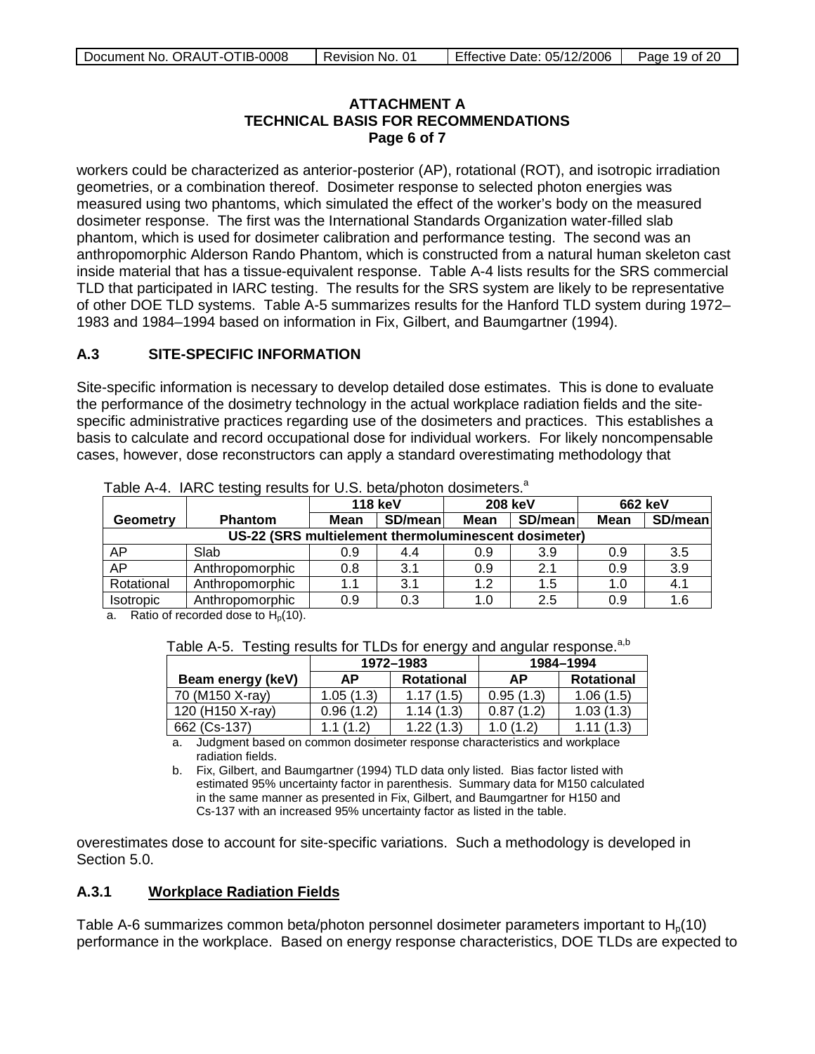**ATTACHMENT A**
**TECHNICAL BASIS FOR RECOMMENDATIONS**
**Page 6 of 7**

workers could be characterized as anterior-posterior (AP), rotational (ROT), and isotropic irradiation geometries, or a combination thereof. Dosimeter response to selected photon energies was measured using two phantoms, which simulated the effect of the worker's body on the measured dosimeter response. The first was the International Standards Organization water-filled slab phantom, which is used for dosimeter calibration and performance testing. The second was an anthropomorphic Alderson Rando Phantom, which is constructed from a natural human skeleton cast inside material that has a tissue-equivalent response. Table A-4 lists results for the SRS commercial TLD that participated in IARC testing. The results for the SRS system are likely to be representative of other DOE TLD systems. Table A-5 summarizes results for the Hanford TLD system during 1972–1983 and 1984–1994 based on information in Fix, Gilbert, and Baumgartner (1994).

## A.3 SITE-SPECIFIC INFORMATION

Site-specific information is necessary to develop detailed dose estimates. This is done to evaluate the performance of the dosimetry technology in the actual workplace radiation fields and the site-specific administrative practices regarding use of the dosimeters and practices. This establishes a basis to calculate and record occupational dose for individual workers. For likely noncompensable cases, however, dose reconstructors can apply a standard overestimating methodology that overestimates dose to account for site-specific variations. Such a methodology is developed in Section 5.0.

Table A-4. IARC testing results for U.S. beta/photon dosimeters.[a]

| | | 118 keV | | 208 keV | | 662 keV | |
|---|---|---|---|---|---|---|---|
| **Geometry** | **Phantom** | **Mean** | **SD/mean** | **Mean** | **SD/mean** | **Mean** | **SD/mean** |
| **US-22 (SRS multielement thermoluminescent dosimeter)** | | | | | | | |
| AP | Slab | 0.9 | 4.4 | 0.9 | 3.9 | 0.9 | 3.5 |
| AP | Anthropomorphic | 0.8 | 3.1 | 0.9 | 2.1 | 0.9 | 3.9 |
| Rotational | Anthropomorphic | 1.1 | 3.1 | 1.2 | 1.5 | 1.0 | 4.1 |
| Isotropic | Anthropomorphic | 0.9 | 0.3 | 1.0 | 2.5 | 0.9 | 1.6 |

a. Ratio of recorded dose to $H_p(10)$.

Table A-5. Testing results for TLDs for energy and angular response.[a,b]

| | 1972–1983 | | 1984–1994 | |
|---|---|---|---|---|
| **Beam energy (keV)** | **AP** | **Rotational** | **AP** | **Rotational** |
| 70 (M150 X-ray) | 1.05 (1.3) | 1.17 (1.5) | 0.95 (1.3) | 1.06 (1.5) |
| 120 (H150 X-ray) | 0.96 (1.2) | 1.14 (1.3) | 0.87 (1.2) | 1.03 (1.3) |
| 662 (Cs-137) | 1.1 (1.2) | 1.22 (1.3) | 1.0 (1.2) | 1.11 (1.3) |

a. Judgment based on common dosimeter response characteristics and workplace radiation fields.

b. Fix, Gilbert, and Baumgartner (1994) TLD data only listed. Bias factor listed with estimated 95% uncertainty factor in parenthesis. Summary data for M150 calculated in the same manner as presented in Fix, Gilbert, and Baumgartner for H150 and Cs-137 with an increased 95% uncertainty factor as listed in the table.

### A.3.1 Workplace Radiation Fields

Table A-6 summarizes common beta/photon personnel dosimeter parameters important to $H_p(10)$ performance in the workplace. Based on energy response characteristics, DOE TLDs are expected to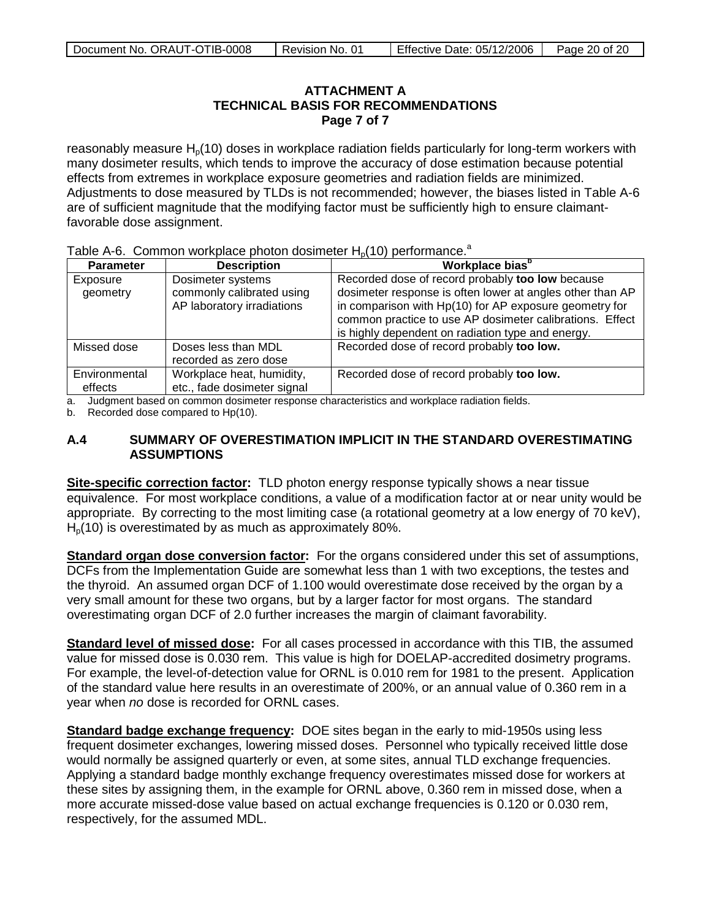**ATTACHMENT A**
**TECHNICAL BASIS FOR RECOMMENDATIONS**
**Page 7 of 7**

reasonably measure $H_p(10)$ doses in workplace radiation fields particularly for long-term workers with many dosimeter results, which tends to improve the accuracy of dose estimation because potential effects from extremes in workplace exposure geometries and radiation fields are minimized. Adjustments to dose measured by TLDs is not recommended; however, the biases listed in Table A-6 are of sufficient magnitude that the modifying factor must be sufficiently high to ensure claimant-favorable dose assignment.

Table A-6. Common workplace photon dosimeter $H_p(10)$ performance.[a]

| Parameter | Description | Workplace bias[b] |
|---|---|---|
| Exposure geometry | Dosimeter systems commonly calibrated using AP laboratory irradiations | Recorded dose of record probably **too low** because dosimeter response is often lower at angles other than AP in comparison with Hp(10) for AP exposure geometry for common practice to use AP dosimeter calibrations. Effect is highly dependent on radiation type and energy. |
| Missed dose | Doses less than MDL recorded as zero dose | Recorded dose of record probably **too low.** |
| Environmental effects | Workplace heat, humidity, etc., fade dosimeter signal | Recorded dose of record probably **too low.** |

a. Judgment based on common dosimeter response characteristics and workplace radiation fields.
b. Recorded dose compared to Hp(10).

## A.4 SUMMARY OF OVERESTIMATION IMPLICIT IN THE STANDARD OVERESTIMATING ASSUMPTIONS

**Site-specific correction factor:** TLD photon energy response typically shows a near tissue equivalence. For most workplace conditions, a value of a modification factor at or near unity would be appropriate. By correcting to the most limiting case (a rotational geometry at a low energy of 70 keV), $H_p(10)$ is overestimated by as much as approximately 80%.

**Standard organ dose conversion factor:** For the organs considered under this set of assumptions, DCFs from the Implementation Guide are somewhat less than 1 with two exceptions, the testes and the thyroid. An assumed organ DCF of 1.100 would overestimate dose received by the organ by a very small amount for these two organs, but by a larger factor for most organs. The standard overestimating organ DCF of 2.0 further increases the margin of claimant favorability.

**Standard level of missed dose:** For all cases processed in accordance with this TIB, the assumed value for missed dose is 0.030 rem. This value is high for DOELAP-accredited dosimetry programs. For example, the level-of-detection value for ORNL is 0.010 rem for 1981 to the present. Application of the standard value here results in an overestimate of 200%, or an annual value of 0.360 rem in a year when *no* dose is recorded for ORNL cases.

**Standard badge exchange frequency:** DOE sites began in the early to mid-1950s using less frequent dosimeter exchanges, lowering missed doses. Personnel who typically received little dose would normally be assigned quarterly or even, at some sites, annual TLD exchange frequencies. Applying a standard badge monthly exchange frequency overestimates missed dose for workers at these sites by assigning them, in the example for ORNL above, 0.360 rem in missed dose, when a more accurate missed-dose value based on actual exchange frequencies is 0.120 or 0.030 rem, respectively, for the assumed MDL.